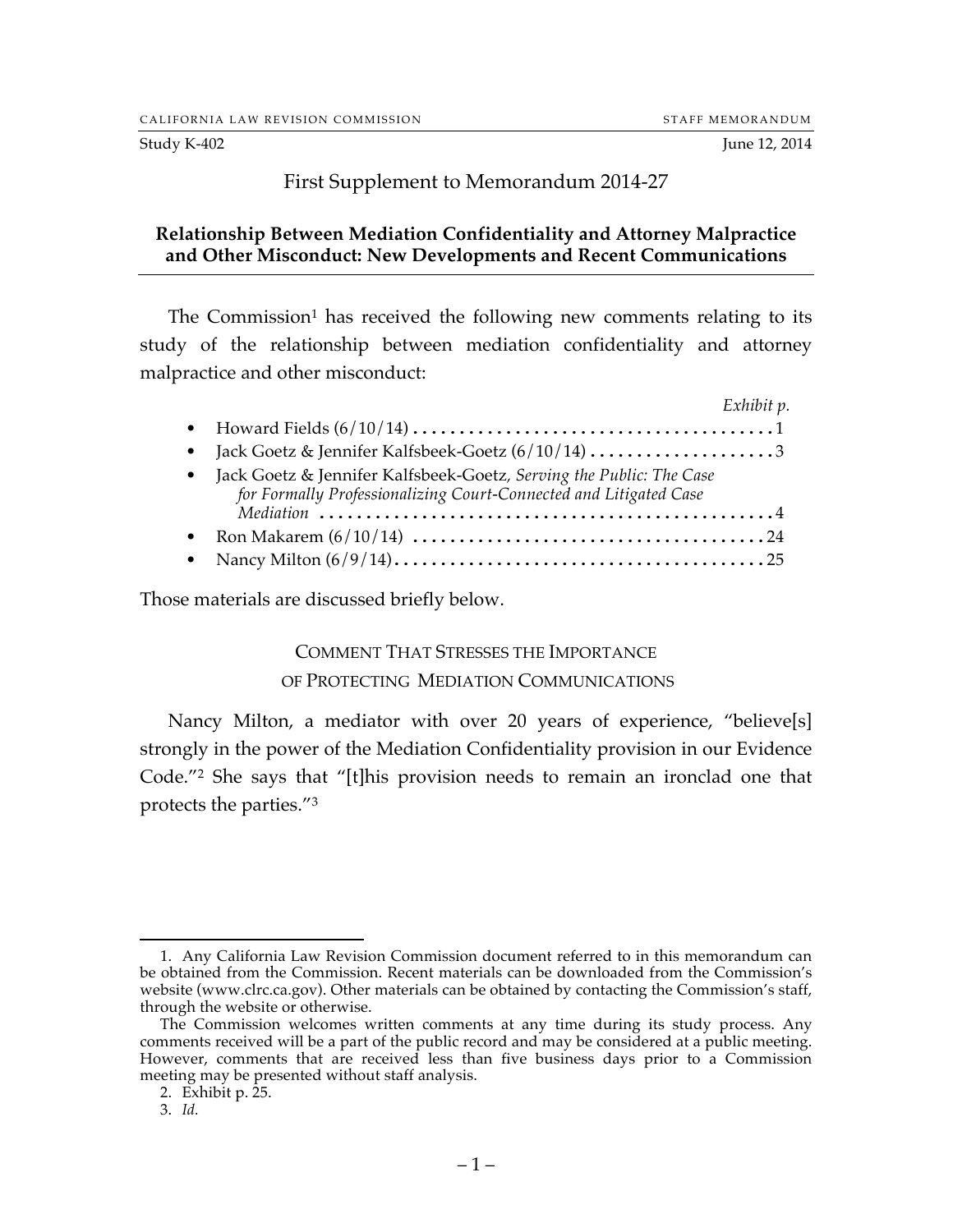CALIFORNIA LAW REVISION COMMISSION STAFF MEMORANDUM

Study K-402 June 12, 2014

# First Supplement to Memorandum 2014-27

## Relationship Between Mediation Confidentiality and Attorney Malpractice and Other Misconduct: New Developments and Recent Communications

The Commission[1] has received the following new comments relating to its study of the relationship between mediation confidentiality and attorney malpractice and other misconduct:

| | *Exhibit p.* |
|---|---|
| • Howard Fields (6/10/14) | 1 |
| • Jack Goetz & Jennifer Kalfsbeek-Goetz (6/10/14) | 3 |
| • Jack Goetz & Jennifer Kalfsbeek-Goetz, *Serving the Public: The Case for Formally Professionalizing Court-Connected and Litigated Case Mediation* | 4 |
| • Ron Makarem (6/10/14) | 24 |
| • Nancy Milton (6/9/14) | 25 |

Those materials are discussed briefly below.

### COMMENT THAT STRESSES THE IMPORTANCE OF PROTECTING MEDIATION COMMUNICATIONS

Nancy Milton, a mediator with over 20 years of experience, "believe[s] strongly in the power of the Mediation Confidentiality provision in our Evidence Code."[2] She says that "[t]his provision needs to remain an ironclad one that protects the parties."[3]

---

1. Any California Law Revision Commission document referred to in this memorandum can be obtained from the Commission. Recent materials can be downloaded from the Commission's website (www.clrc.ca.gov). Other materials can be obtained by contacting the Commission's staff, through the website or otherwise.

The Commission welcomes written comments at any time during its study process. Any comments received will be a part of the public record and may be considered at a public meeting. However, comments that are received less than five business days prior to a Commission meeting may be presented without staff analysis.

2. Exhibit p. 25.

3. *Id.*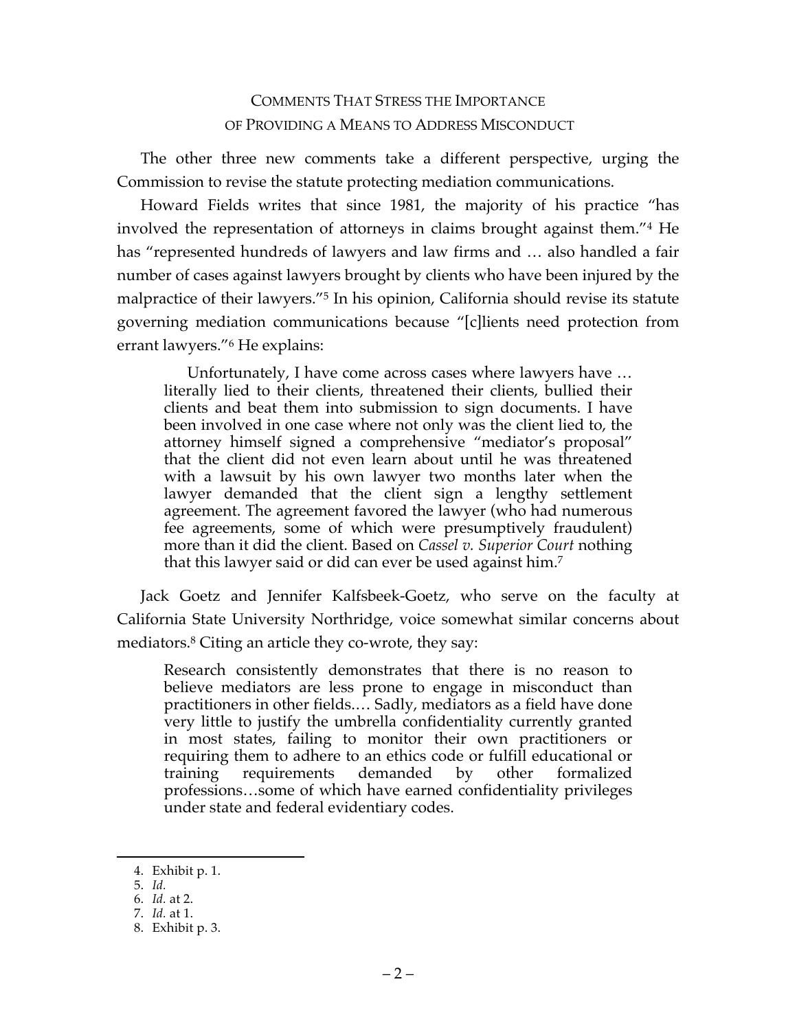## COMMENTS THAT STRESS THE IMPORTANCE OF PROVIDING A MEANS TO ADDRESS MISCONDUCT

The other three new comments take a different perspective, urging the Commission to revise the statute protecting mediation communications.

Howard Fields writes that since 1981, the majority of his practice "has involved the representation of attorneys in claims brought against them."[4] He has "represented hundreds of lawyers and law firms and … also handled a fair number of cases against lawyers brought by clients who have been injured by the malpractice of their lawyers."[5] In his opinion, California should revise its statute governing mediation communications because "[c]lients need protection from errant lawyers."[6] He explains:

> Unfortunately, I have come across cases where lawyers have … literally lied to their clients, threatened their clients, bullied their clients and beat them into submission to sign documents. I have been involved in one case where not only was the client lied to, the attorney himself signed a comprehensive "mediator's proposal" that the client did not even learn about until he was threatened with a lawsuit by his own lawyer two months later when the lawyer demanded that the client sign a lengthy settlement agreement. The agreement favored the lawyer (who had numerous fee agreements, some of which were presumptively fraudulent) more than it did the client. Based on *Cassel v. Superior Court* nothing that this lawyer said or did can ever be used against him.[7]

Jack Goetz and Jennifer Kalfsbeek-Goetz, who serve on the faculty at California State University Northridge, voice somewhat similar concerns about mediators.[8] Citing an article they co-wrote, they say:

> Research consistently demonstrates that there is no reason to believe mediators are less prone to engage in misconduct than practitioners in other fields.… Sadly, mediators as a field have done very little to justify the umbrella confidentiality currently granted in most states, failing to monitor their own practitioners or requiring them to adhere to an ethics code or fulfill educational or training requirements demanded by other formalized professions…some of which have earned confidentiality privileges under state and federal evidentiary codes.

---

4. Exhibit p. 1.
5. *Id.*
6. *Id.* at 2.
7. *Id.* at 1.
8. Exhibit p. 3.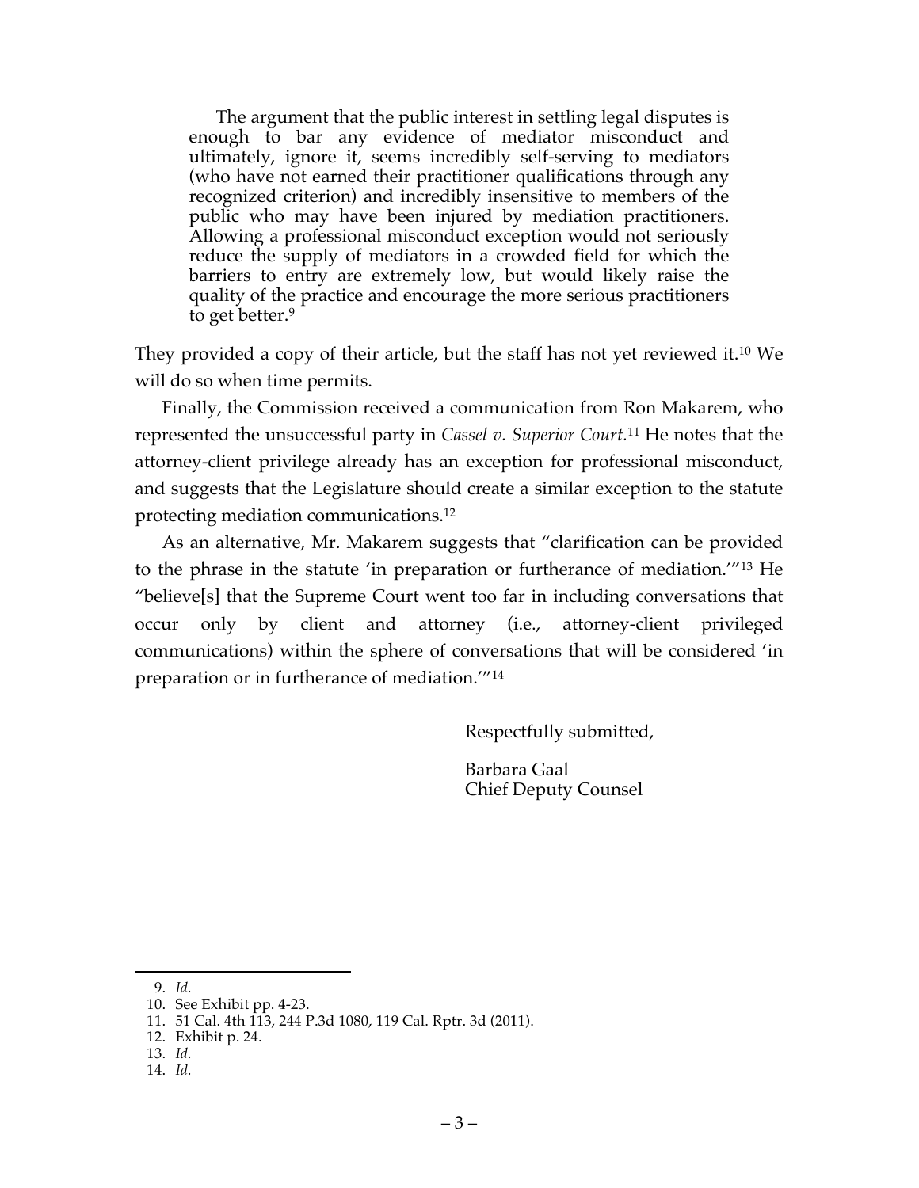> The argument that the public interest in settling legal disputes is enough to bar any evidence of mediator misconduct and ultimately, ignore it, seems incredibly self-serving to mediators (who have not earned their practitioner qualifications through any recognized criterion) and incredibly insensitive to members of the public who may have been injured by mediation practitioners. Allowing a professional misconduct exception would not seriously reduce the supply of mediators in a crowded field for which the barriers to entry are extremely low, but would likely raise the quality of the practice and encourage the more serious practitioners to get better.[9]

They provided a copy of their article, but the staff has not yet reviewed it.[10] We will do so when time permits.

Finally, the Commission received a communication from Ron Makarem, who represented the unsuccessful party in *Cassel v. Superior Court*.[11] He notes that the attorney-client privilege already has an exception for professional misconduct, and suggests that the Legislature should create a similar exception to the statute protecting mediation communications.[12]

As an alternative, Mr. Makarem suggests that "clarification can be provided to the phrase in the statute 'in preparation or furtherance of mediation.'"[13] He "believe[s] that the Supreme Court went too far in including conversations that occur only by client and attorney (i.e., attorney-client privileged communications) within the sphere of conversations that will be considered 'in preparation or in furtherance of mediation.'"[14]

Respectfully submitted,

Barbara Gaal
Chief Deputy Counsel

---

9. *Id.*
10. See Exhibit pp. 4-23.
11. 51 Cal. 4th 113, 244 P.3d 1080, 119 Cal. Rptr. 3d (2011).
12. Exhibit p. 24.
13. *Id.*
14. *Id.*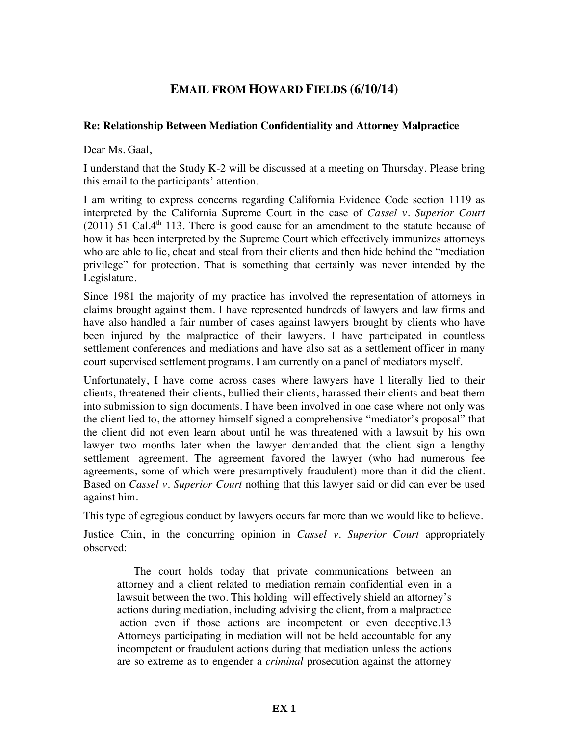# EMAIL FROM HOWARD FIELDS (6/10/14)

**Re: Relationship Between Mediation Confidentiality and Attorney Malpractice**

Dear Ms. Gaal,

I understand that the Study K-2 will be discussed at a meeting on Thursday. Please bring this email to the participants' attention.

I am writing to express concerns regarding California Evidence Code section 1119 as interpreted by the California Supreme Court in the case of *Cassel v. Superior Court* (2011) 51 Cal.4th 113. There is good cause for an amendment to the statute because of how it has been interpreted by the Supreme Court which effectively immunizes attorneys who are able to lie, cheat and steal from their clients and then hide behind the "mediation privilege" for protection. That is something that certainly was never intended by the Legislature.

Since 1981 the majority of my practice has involved the representation of attorneys in claims brought against them. I have represented hundreds of lawyers and law firms and have also handled a fair number of cases against lawyers brought by clients who have been injured by the malpractice of their lawyers. I have participated in countless settlement conferences and mediations and have also sat as a settlement officer in many court supervised settlement programs. I am currently on a panel of mediators myself.

Unfortunately, I have come across cases where lawyers have l literally lied to their clients, threatened their clients, bullied their clients, harassed their clients and beat them into submission to sign documents. I have been involved in one case where not only was the client lied to, the attorney himself signed a comprehensive "mediator's proposal" that the client did not even learn about until he was threatened with a lawsuit by his own lawyer two months later when the lawyer demanded that the client sign a lengthy settlement agreement. The agreement favored the lawyer (who had numerous fee agreements, some of which were presumptively fraudulent) more than it did the client. Based on *Cassel v. Superior Court* nothing that this lawyer said or did can ever be used against him.

This type of egregious conduct by lawyers occurs far more than we would like to believe.

Justice Chin, in the concurring opinion in *Cassel v. Superior Court* appropriately observed:

> The court holds today that private communications between an attorney and a client related to mediation remain confidential even in a lawsuit between the two. This holding will effectively shield an attorney's actions during mediation, including advising the client, from a malpractice action even if those actions are incompetent or even deceptive.13 Attorneys participating in mediation will not be held accountable for any incompetent or fraudulent actions during that mediation unless the actions are so extreme as to engender a *criminal* prosecution against the attorney

**EX 1**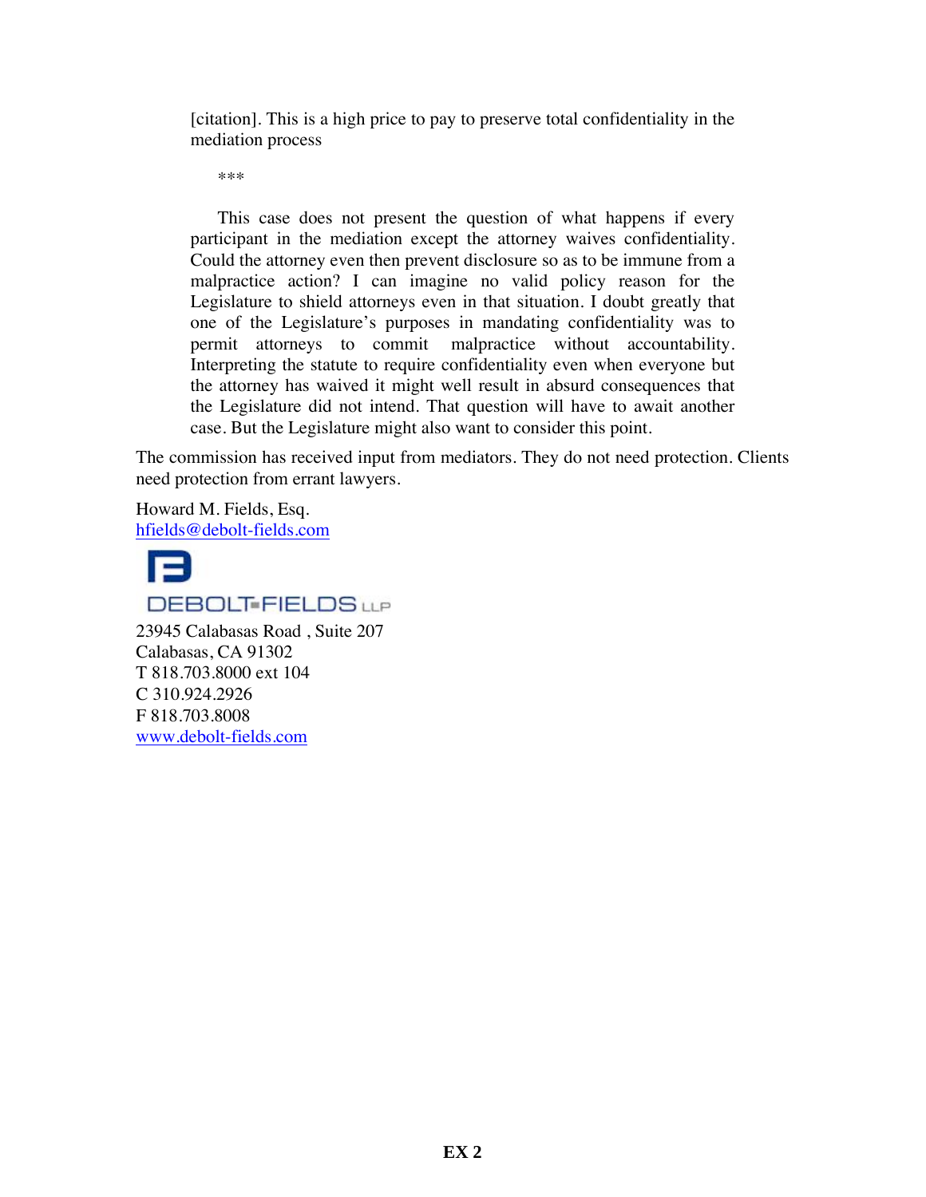> [citation]. This is a high price to pay to preserve total confidentiality in the mediation process
>
> ***
>
> This case does not present the question of what happens if every participant in the mediation except the attorney waives confidentiality. Could the attorney even then prevent disclosure so as to be immune from a malpractice action? I can imagine no valid policy reason for the Legislature to shield attorneys even in that situation. I doubt greatly that one of the Legislature's purposes in mandating confidentiality was to permit attorneys to commit malpractice without accountability. Interpreting the statute to require confidentiality even when everyone but the attorney has waived it might well result in absurd consequences that the Legislature did not intend. That question will have to await another case. But the Legislature might also want to consider this point.

The commission has received input from mediators. They do not need protection. Clients need protection from errant lawyers.

Howard M. Fields, Esq.
hfields@debolt-fields.com

DEBOLT-FIELDS LLP
23945 Calabasas Road , Suite 207
Calabasas, CA 91302
T 818.703.8000 ext 104
C 310.924.2926
F 818.703.8008
www.debolt-fields.com

**EX 2**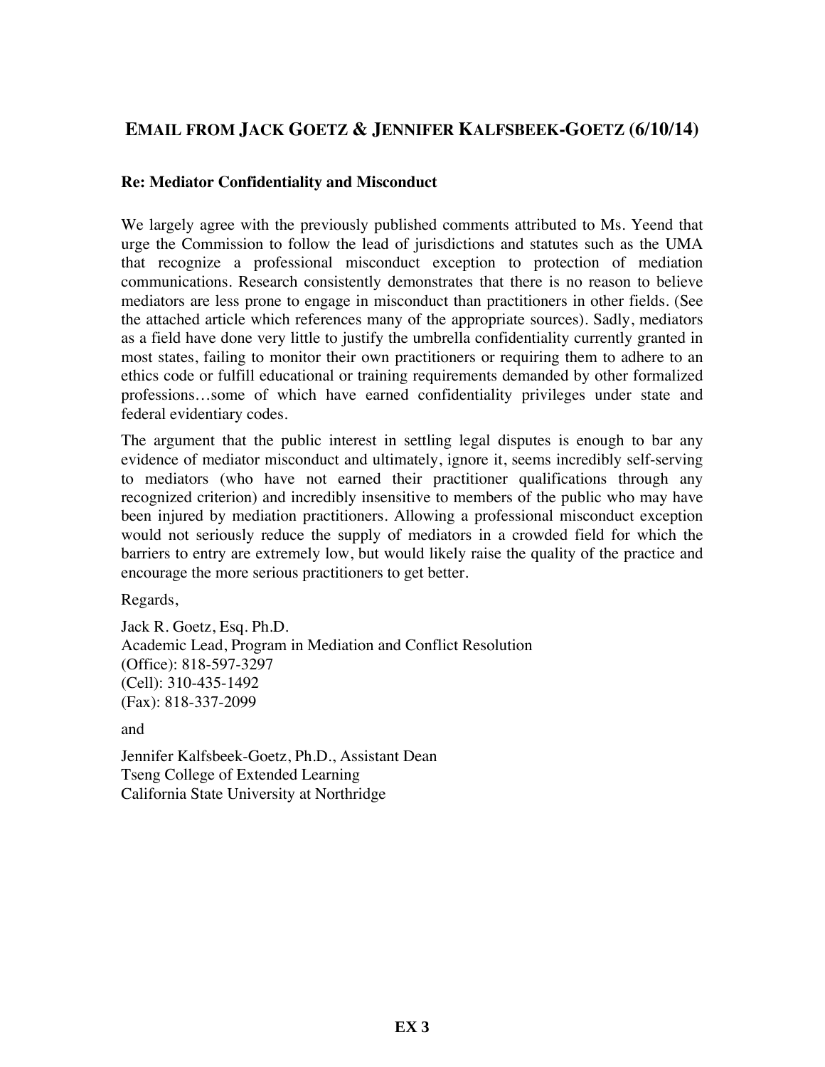## EMAIL FROM JACK GOETZ & JENNIFER KALFSBEEK-GOETZ (6/10/14)

**Re: Mediator Confidentiality and Misconduct**

We largely agree with the previously published comments attributed to Ms. Yeend that urge the Commission to follow the lead of jurisdictions and statutes such as the UMA that recognize a professional misconduct exception to protection of mediation communications. Research consistently demonstrates that there is no reason to believe mediators are less prone to engage in misconduct than practitioners in other fields. (See the attached article which references many of the appropriate sources). Sadly, mediators as a field have done very little to justify the umbrella confidentiality currently granted in most states, failing to monitor their own practitioners or requiring them to adhere to an ethics code or fulfill educational or training requirements demanded by other formalized professions…some of which have earned confidentiality privileges under state and federal evidentiary codes.

The argument that the public interest in settling legal disputes is enough to bar any evidence of mediator misconduct and ultimately, ignore it, seems incredibly self-serving to mediators (who have not earned their practitioner qualifications through any recognized criterion) and incredibly insensitive to members of the public who may have been injured by mediation practitioners. Allowing a professional misconduct exception would not seriously reduce the supply of mediators in a crowded field for which the barriers to entry are extremely low, but would likely raise the quality of the practice and encourage the more serious practitioners to get better.

Regards,

Jack R. Goetz, Esq. Ph.D.
Academic Lead, Program in Mediation and Conflict Resolution
(Office): 818-597-3297
(Cell): 310-435-1492
(Fax): 818-337-2099

and

Jennifer Kalfsbeek-Goetz, Ph.D., Assistant Dean
Tseng College of Extended Learning
California State University at Northridge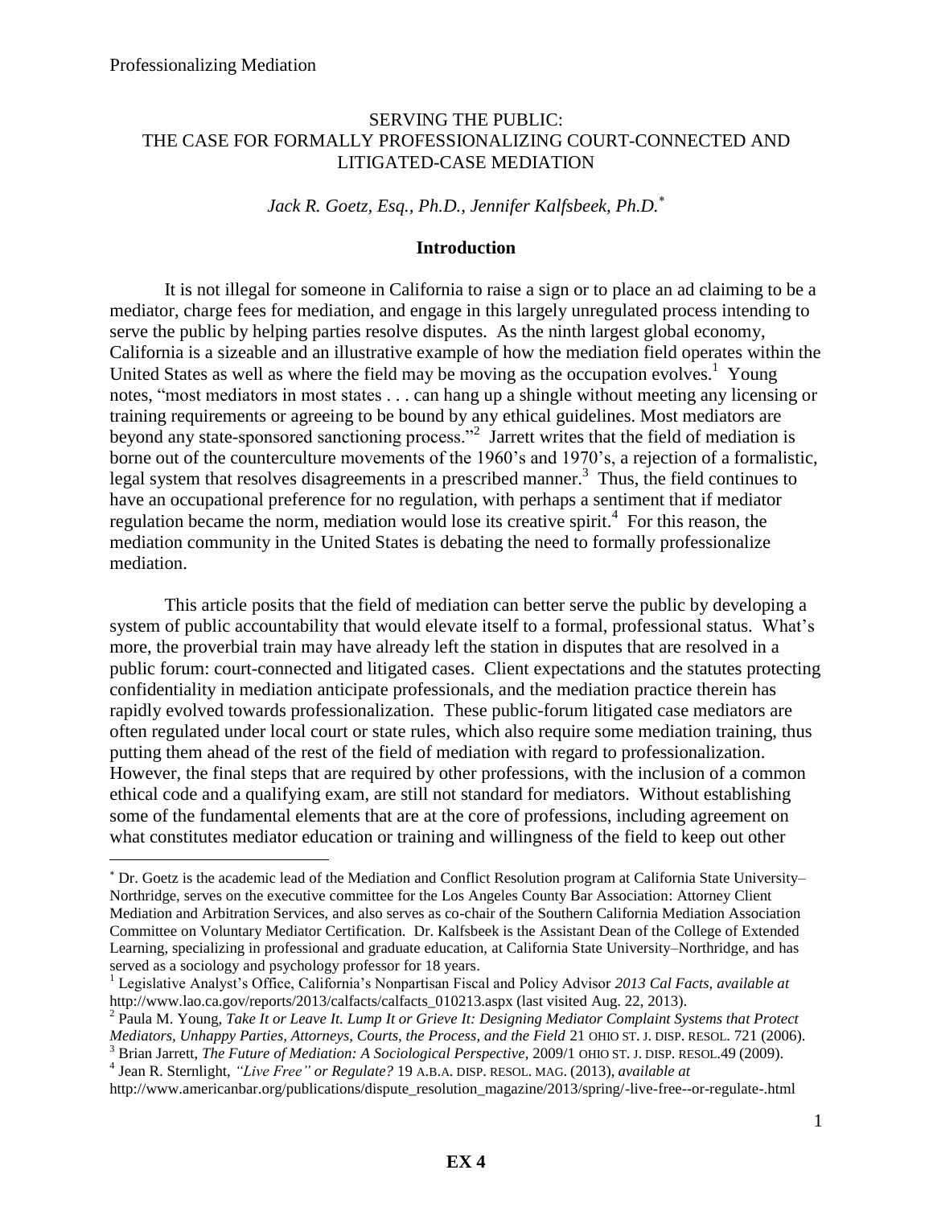# SERVING THE PUBLIC: THE CASE FOR FORMALLY PROFESSIONALIZING COURT-CONNECTED AND LITIGATED-CASE MEDIATION

*Jack R. Goetz, Esq., Ph.D., Jennifer Kalfsbeek, Ph.D.*[*]

## Introduction

It is not illegal for someone in California to raise a sign or to place an ad claiming to be a mediator, charge fees for mediation, and engage in this largely unregulated process intending to serve the public by helping parties resolve disputes. As the ninth largest global economy, California is a sizeable and an illustrative example of how the mediation field operates within the United States as well as where the field may be moving as the occupation evolves.[1] Young notes, "most mediators in most states . . . can hang up a shingle without meeting any licensing or training requirements or agreeing to be bound by any ethical guidelines. Most mediators are beyond any state-sponsored sanctioning process."[2] Jarrett writes that the field of mediation is borne out of the counterculture movements of the 1960's and 1970's, a rejection of a formalistic, legal system that resolves disagreements in a prescribed manner.[3] Thus, the field continues to have an occupational preference for no regulation, with perhaps a sentiment that if mediator regulation became the norm, mediation would lose its creative spirit.[4] For this reason, the mediation community in the United States is debating the need to formally professionalize mediation.

This article posits that the field of mediation can better serve the public by developing a system of public accountability that would elevate itself to a formal, professional status. What's more, the proverbial train may have already left the station in disputes that are resolved in a public forum: court-connected and litigated cases. Client expectations and the statutes protecting confidentiality in mediation anticipate professionals, and the mediation practice therein has rapidly evolved towards professionalization. These public-forum litigated case mediators are often regulated under local court or state rules, which also require some mediation training, thus putting them ahead of the rest of the field of mediation with regard to professionalization. However, the final steps that are required by other professions, with the inclusion of a common ethical code and a qualifying exam, are still not standard for mediators. Without establishing some of the fundamental elements that are at the core of professions, including agreement on what constitutes mediator education or training and willingness of the field to keep out other

---

[*] Dr. Goetz is the academic lead of the Mediation and Conflict Resolution program at California State University–Northridge, serves on the executive committee for the Los Angeles County Bar Association: Attorney Client Mediation and Arbitration Services, and also serves as co-chair of the Southern California Mediation Association Committee on Voluntary Mediator Certification. Dr. Kalfsbeek is the Assistant Dean of the College of Extended Learning, specializing in professional and graduate education, at California State University–Northridge, and has served as a sociology and psychology professor for 18 years.

[1] Legislative Analyst's Office, California's Nonpartisan Fiscal and Policy Advisor *2013 Cal Facts, available at* http://www.lao.ca.gov/reports/2013/calfacts/calfacts_010213.aspx (last visited Aug. 22, 2013).

[2] Paula M. Young, *Take It or Leave It. Lump It or Grieve It: Designing Mediator Complaint Systems that Protect Mediators, Unhappy Parties, Attorneys, Courts, the Process, and the Field* 21 OHIO ST. J. DISP. RESOL. 721 (2006).

[3] Brian Jarrett, *The Future of Mediation: A Sociological Perspective*, 2009/1 OHIO ST. J. DISP. RESOL.49 (2009).

[4] Jean R. Sternlight, *"Live Free" or Regulate?* 19 A.B.A. DISP. RESOL. MAG. (2013), *available at* http://www.americanbar.org/publications/dispute_resolution_magazine/2013/spring/-live-free--or-regulate-.html

**EX 4**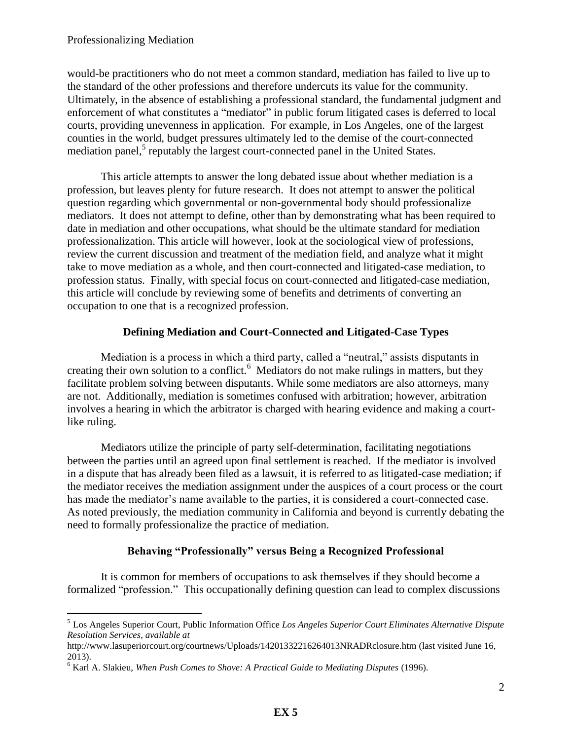would-be practitioners who do not meet a common standard, mediation has failed to live up to the standard of the other professions and therefore undercuts its value for the community. Ultimately, in the absence of establishing a professional standard, the fundamental judgment and enforcement of what constitutes a "mediator" in public forum litigated cases is deferred to local courts, providing unevenness in application. For example, in Los Angeles, one of the largest counties in the world, budget pressures ultimately led to the demise of the court-connected mediation panel,[5] reputably the largest court-connected panel in the United States.

This article attempts to answer the long debated issue about whether mediation is a profession, but leaves plenty for future research. It does not attempt to answer the political question regarding which governmental or non-governmental body should professionalize mediators. It does not attempt to define, other than by demonstrating what has been required to date in mediation and other occupations, what should be the ultimate standard for mediation professionalization. This article will however, look at the sociological view of professions, review the current discussion and treatment of the mediation field, and analyze what it might take to move mediation as a whole, and then court-connected and litigated-case mediation, to profession status. Finally, with special focus on court-connected and litigated-case mediation, this article will conclude by reviewing some of benefits and detriments of converting an occupation to one that is a recognized profession.

## Defining Mediation and Court-Connected and Litigated-Case Types

Mediation is a process in which a third party, called a "neutral," assists disputants in creating their own solution to a conflict.[6] Mediators do not make rulings in matters, but they facilitate problem solving between disputants. While some mediators are also attorneys, many are not. Additionally, mediation is sometimes confused with arbitration; however, arbitration involves a hearing in which the arbitrator is charged with hearing evidence and making a court-like ruling.

Mediators utilize the principle of party self-determination, facilitating negotiations between the parties until an agreed upon final settlement is reached. If the mediator is involved in a dispute that has already been filed as a lawsuit, it is referred to as litigated-case mediation; if the mediator receives the mediation assignment under the auspices of a court process or the court has made the mediator's name available to the parties, it is considered a court-connected case. As noted previously, the mediation community in California and beyond is currently debating the need to formally professionalize the practice of mediation.

## Behaving "Professionally" versus Being a Recognized Professional

It is common for members of occupations to ask themselves if they should become a formalized "profession." This occupationally defining question can lead to complex discussions

---

[5] Los Angeles Superior Court, Public Information Office *Los Angeles Superior Court Eliminates Alternative Dispute Resolution Services*, *available at* http://www.lasuperiorcourt.org/courtnews/Uploads/14201332216264013NRADRclosure.htm (last visited June 16, 2013).

[6] Karl A. Slakieu, *When Push Comes to Shove: A Practical Guide to Mediating Disputes* (1996).

**EX 5**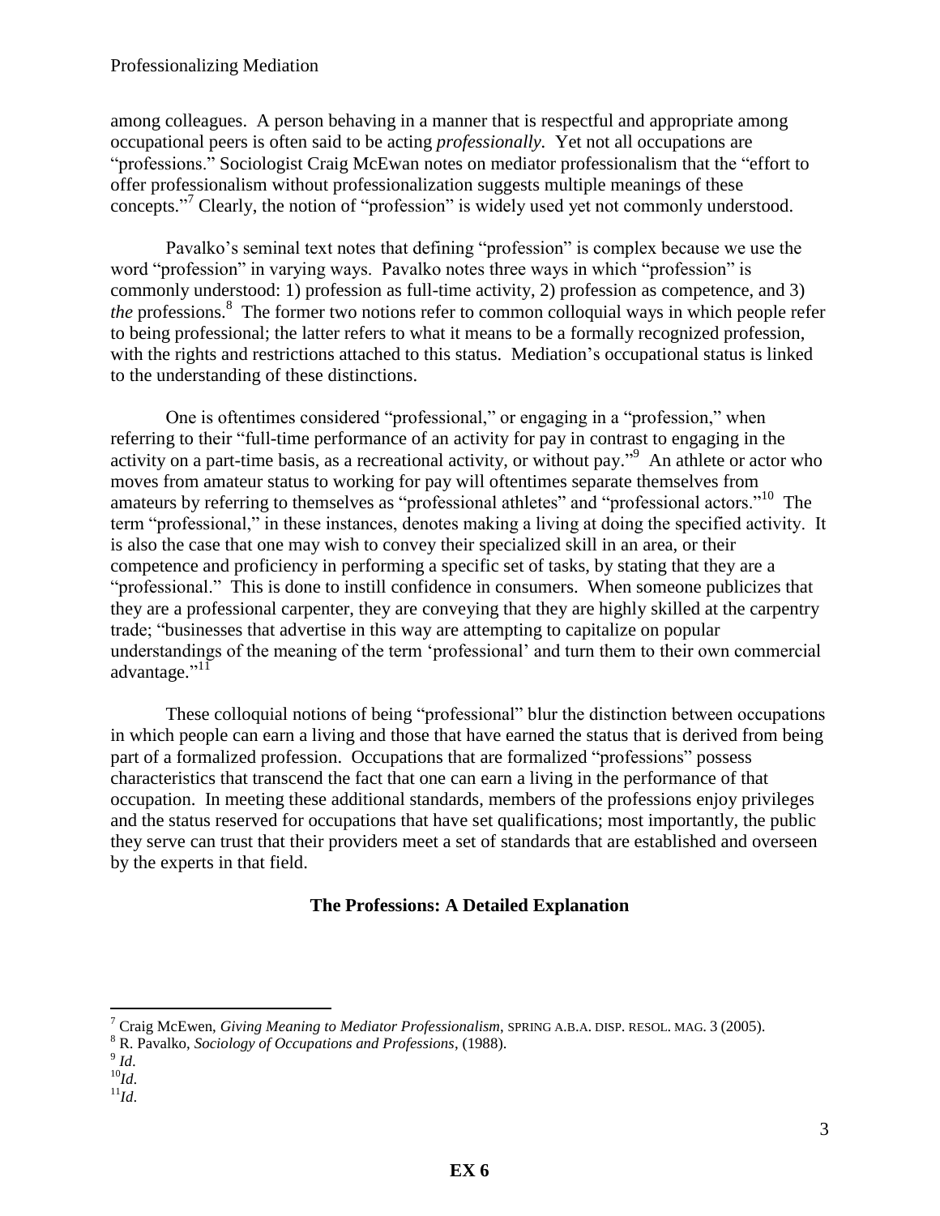among colleagues. A person behaving in a manner that is respectful and appropriate among occupational peers is often said to be acting *professionally.* Yet not all occupations are "professions." Sociologist Craig McEwan notes on mediator professionalism that the "effort to offer professionalism without professionalization suggests multiple meanings of these concepts."[7] Clearly, the notion of "profession" is widely used yet not commonly understood.

Pavalko's seminal text notes that defining "profession" is complex because we use the word "profession" in varying ways. Pavalko notes three ways in which "profession" is commonly understood: 1) profession as full-time activity, 2) profession as competence, and 3) *the* professions.[8] The former two notions refer to common colloquial ways in which people refer to being professional; the latter refers to what it means to be a formally recognized profession, with the rights and restrictions attached to this status. Mediation's occupational status is linked to the understanding of these distinctions.

One is oftentimes considered "professional," or engaging in a "profession," when referring to their "full-time performance of an activity for pay in contrast to engaging in the activity on a part-time basis, as a recreational activity, or without pay."[9] An athlete or actor who moves from amateur status to working for pay will oftentimes separate themselves from amateurs by referring to themselves as "professional athletes" and "professional actors."[10] The term "professional," in these instances, denotes making a living at doing the specified activity. It is also the case that one may wish to convey their specialized skill in an area, or their competence and proficiency in performing a specific set of tasks, by stating that they are a "professional." This is done to instill confidence in consumers. When someone publicizes that they are a professional carpenter, they are conveying that they are highly skilled at the carpentry trade; "businesses that advertise in this way are attempting to capitalize on popular understandings of the meaning of the term 'professional' and turn them to their own commercial advantage."[11]

These colloquial notions of being "professional" blur the distinction between occupations in which people can earn a living and those that have earned the status that is derived from being part of a formalized profession. Occupations that are formalized "professions" possess characteristics that transcend the fact that one can earn a living in the performance of that occupation. In meeting these additional standards, members of the professions enjoy privileges and the status reserved for occupations that have set qualifications; most importantly, the public they serve can trust that their providers meet a set of standards that are established and overseen by the experts in that field.

## The Professions: A Detailed Explanation

---

[7] Craig McEwen, *Giving Meaning to Mediator Professionalism*, SPRING A.B.A. DISP. RESOL. MAG. 3 (2005).
[8] R. Pavalko, *Sociology of Occupations and Professions*, (1988).
[9] *Id*.
[10] *Id*.
[11] *Id*.

EX 6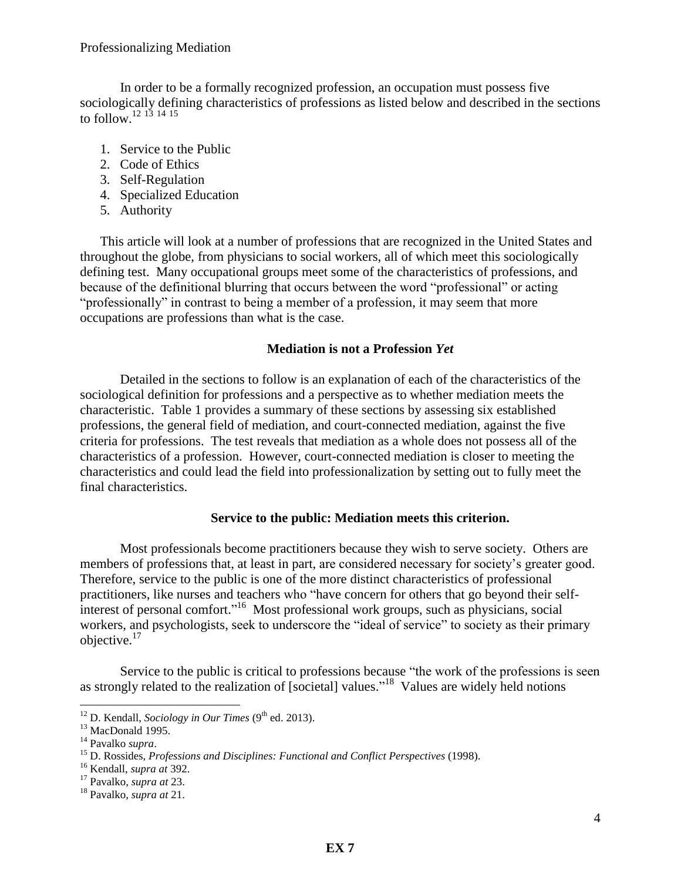In order to be a formally recognized profession, an occupation must possess five sociologically defining characteristics of professions as listed below and described in the sections to follow.[12] [13] [14] [15]

1. Service to the Public
2. Code of Ethics
3. Self-Regulation
4. Specialized Education
5. Authority

This article will look at a number of professions that are recognized in the United States and throughout the globe, from physicians to social workers, all of which meet this sociologically defining test. Many occupational groups meet some of the characteristics of professions, and because of the definitional blurring that occurs between the word "professional" or acting "professionally" in contrast to being a member of a profession, it may seem that more occupations are professions than what is the case.

### Mediation is not a Profession *Yet*

Detailed in the sections to follow is an explanation of each of the characteristics of the sociological definition for professions and a perspective as to whether mediation meets the characteristic. Table 1 provides a summary of these sections by assessing six established professions, the general field of mediation, and court-connected mediation, against the five criteria for professions. The test reveals that mediation as a whole does not possess all of the characteristics of a profession. However, court-connected mediation is closer to meeting the characteristics and could lead the field into professionalization by setting out to fully meet the final characteristics.

### Service to the public: Mediation meets this criterion.

Most professionals become practitioners because they wish to serve society. Others are members of professions that, at least in part, are considered necessary for society's greater good. Therefore, service to the public is one of the more distinct characteristics of professional practitioners, like nurses and teachers who "have concern for others that go beyond their self-interest of personal comfort."[16] Most professional work groups, such as physicians, social workers, and psychologists, seek to underscore the "ideal of service" to society as their primary objective.[17]

Service to the public is critical to professions because "the work of the professions is seen as strongly related to the realization of [societal] values."[18] Values are widely held notions

---

[12] D. Kendall, *Sociology in Our Times* (9th ed. 2013).

[13] MacDonald 1995.

[14] Pavalko *supra*.

[15] D. Rossides, *Professions and Disciplines: Functional and Conflict Perspectives* (1998).

[16] Kendall, *supra at* 392.

[17] Pavalko, *supra at* 23.

[18] Pavalko, *supra at* 21.

**EX 7**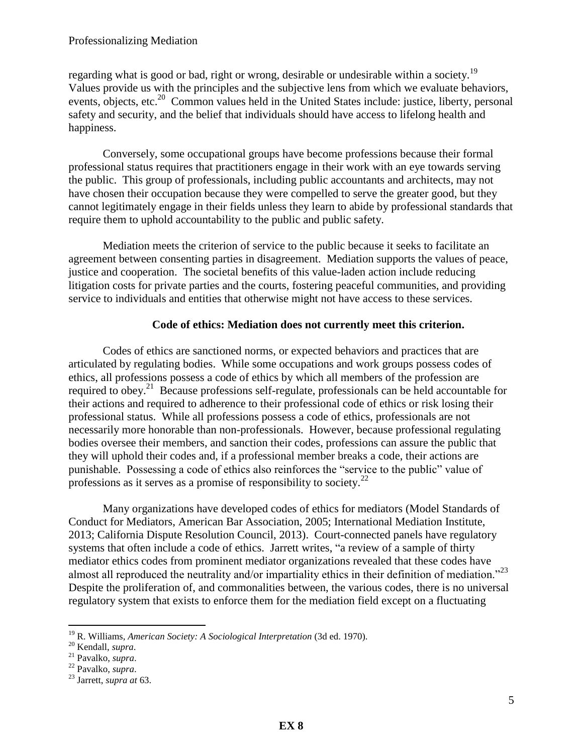regarding what is good or bad, right or wrong, desirable or undesirable within a society.[19] Values provide us with the principles and the subjective lens from which we evaluate behaviors, events, objects, etc.[20] Common values held in the United States include: justice, liberty, personal safety and security, and the belief that individuals should have access to lifelong health and happiness.

Conversely, some occupational groups have become professions because their formal professional status requires that practitioners engage in their work with an eye towards serving the public. This group of professionals, including public accountants and architects, may not have chosen their occupation because they were compelled to serve the greater good, but they cannot legitimately engage in their fields unless they learn to abide by professional standards that require them to uphold accountability to the public and public safety.

Mediation meets the criterion of service to the public because it seeks to facilitate an agreement between consenting parties in disagreement. Mediation supports the values of peace, justice and cooperation. The societal benefits of this value-laden action include reducing litigation costs for private parties and the courts, fostering peaceful communities, and providing service to individuals and entities that otherwise might not have access to these services.

**Code of ethics: Mediation does not currently meet this criterion.**

Codes of ethics are sanctioned norms, or expected behaviors and practices that are articulated by regulating bodies. While some occupations and work groups possess codes of ethics, all professions possess a code of ethics by which all members of the profession are required to obey.[21] Because professions self-regulate, professionals can be held accountable for their actions and required to adherence to their professional code of ethics or risk losing their professional status. While all professions possess a code of ethics, professionals are not necessarily more honorable than non-professionals. However, because professional regulating bodies oversee their members, and sanction their codes, professions can assure the public that they will uphold their codes and, if a professional member breaks a code, their actions are punishable. Possessing a code of ethics also reinforces the "service to the public" value of professions as it serves as a promise of responsibility to society.[22]

Many organizations have developed codes of ethics for mediators (Model Standards of Conduct for Mediators, American Bar Association, 2005; International Mediation Institute, 2013; California Dispute Resolution Council, 2013). Court-connected panels have regulatory systems that often include a code of ethics. Jarrett writes, "a review of a sample of thirty mediator ethics codes from prominent mediator organizations revealed that these codes have almost all reproduced the neutrality and/or impartiality ethics in their definition of mediation."[23] Despite the proliferation of, and commonalities between, the various codes, there is no universal regulatory system that exists to enforce them for the mediation field except on a fluctuating

---

[19] R. Williams, *American Society: A Sociological Interpretation* (3d ed. 1970).

[20] Kendall, *supra*.

[21] Pavalko, *supra*.

[22] Pavalko, *supra*.

[23] Jarrett, *supra at* 63.

**EX 8**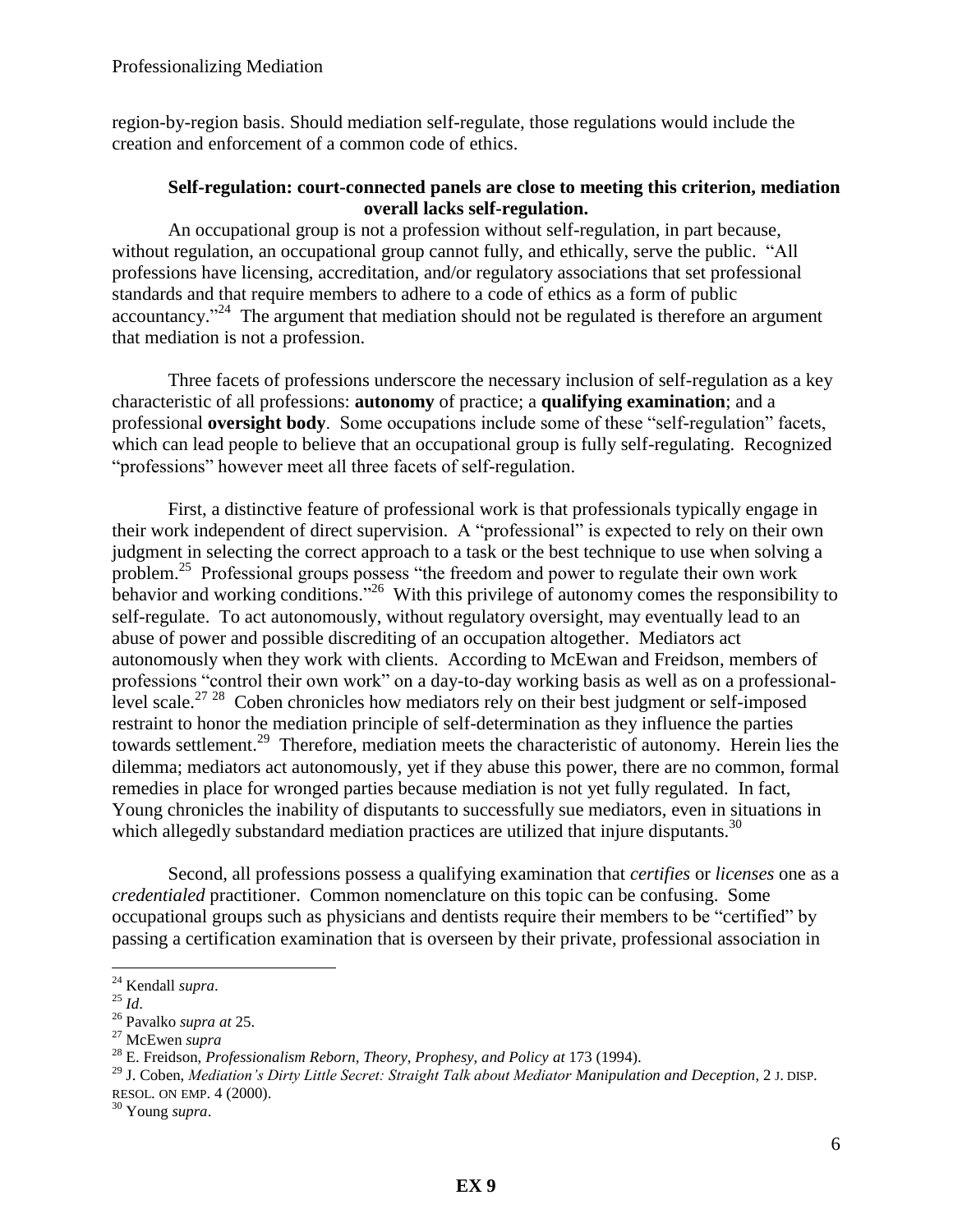region-by-region basis. Should mediation self-regulate, those regulations would include the creation and enforcement of a common code of ethics.

**Self-regulation: court-connected panels are close to meeting this criterion, mediation overall lacks self-regulation.**

An occupational group is not a profession without self-regulation, in part because, without regulation, an occupational group cannot fully, and ethically, serve the public. "All professions have licensing, accreditation, and/or regulatory associations that set professional standards and that require members to adhere to a code of ethics as a form of public accountancy."[24] The argument that mediation should not be regulated is therefore an argument that mediation is not a profession.

Three facets of professions underscore the necessary inclusion of self-regulation as a key characteristic of all professions: **autonomy** of practice; a **qualifying examination**; and a professional **oversight body**. Some occupations include some of these "self-regulation" facets, which can lead people to believe that an occupational group is fully self-regulating. Recognized "professions" however meet all three facets of self-regulation.

First, a distinctive feature of professional work is that professionals typically engage in their work independent of direct supervision. A "professional" is expected to rely on their own judgment in selecting the correct approach to a task or the best technique to use when solving a problem.[25] Professional groups possess "the freedom and power to regulate their own work behavior and working conditions."[26] With this privilege of autonomy comes the responsibility to self-regulate. To act autonomously, without regulatory oversight, may eventually lead to an abuse of power and possible discrediting of an occupation altogether. Mediators act autonomously when they work with clients. According to McEwan and Freidson, members of professions "control their own work" on a day-to-day working basis as well as on a professional-level scale.[27] [28] Coben chronicles how mediators rely on their best judgment or self-imposed restraint to honor the mediation principle of self-determination as they influence the parties towards settlement.[29] Therefore, mediation meets the characteristic of autonomy. Herein lies the dilemma; mediators act autonomously, yet if they abuse this power, there are no common, formal remedies in place for wronged parties because mediation is not yet fully regulated. In fact, Young chronicles the inability of disputants to successfully sue mediators, even in situations in which allegedly substandard mediation practices are utilized that injure disputants.[30]

Second, all professions possess a qualifying examination that *certifies* or *licenses* one as a *credentialed* practitioner. Common nomenclature on this topic can be confusing. Some occupational groups such as physicians and dentists require their members to be "certified" by passing a certification examination that is overseen by their private, professional association in

---

[24] Kendall *supra*.

[25] *Id*.

[26] Pavalko *supra at* 25.

[27] McEwen *supra*

[28] E. Freidson, *Professionalism Reborn, Theory, Prophesy, and Policy at* 173 (1994).

[29] J. Coben, *Mediation's Dirty Little Secret: Straight Talk about Mediator Manipulation and Deception*, 2 J. DISP. RESOL. ON EMP. 4 (2000).

[30] Young *supra*.

**EX 9**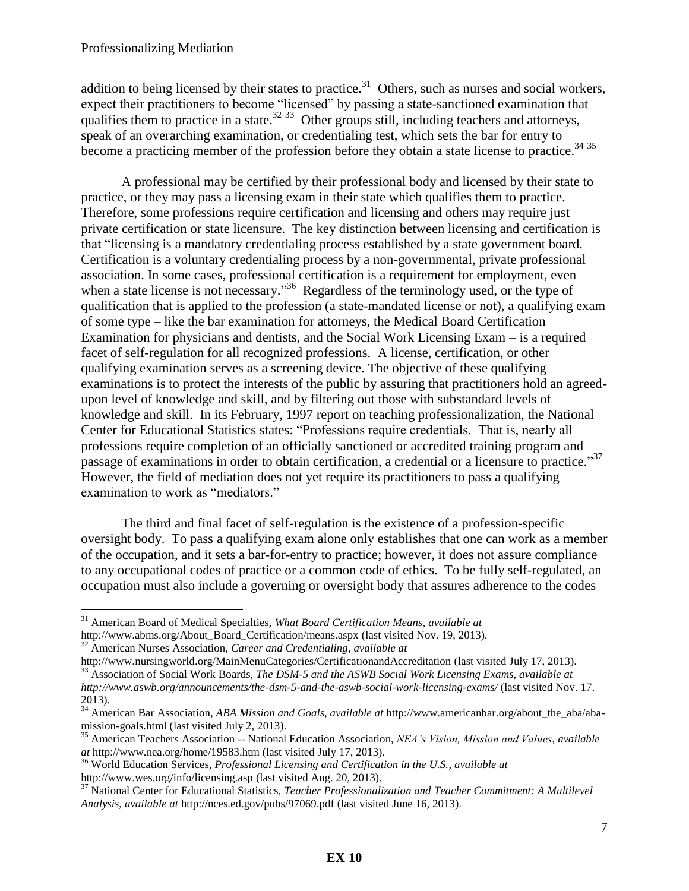addition to being licensed by their states to practice.[31] Others, such as nurses and social workers, expect their practitioners to become "licensed" by passing a state-sanctioned examination that qualifies them to practice in a state.[32] [33] Other groups still, including teachers and attorneys, speak of an overarching examination, or credentialing test, which sets the bar for entry to become a practicing member of the profession before they obtain a state license to practice.[34] [35]

A professional may be certified by their professional body and licensed by their state to practice, or they may pass a licensing exam in their state which qualifies them to practice. Therefore, some professions require certification and licensing and others may require just private certification or state licensure. The key distinction between licensing and certification is that "licensing is a mandatory credentialing process established by a state government board. Certification is a voluntary credentialing process by a non-governmental, private professional association. In some cases, professional certification is a requirement for employment, even when a state license is not necessary."[36] Regardless of the terminology used, or the type of qualification that is applied to the profession (a state-mandated license or not), a qualifying exam of some type – like the bar examination for attorneys, the Medical Board Certification Examination for physicians and dentists, and the Social Work Licensing Exam – is a required facet of self-regulation for all recognized professions. A license, certification, or other qualifying examination serves as a screening device. The objective of these qualifying examinations is to protect the interests of the public by assuring that practitioners hold an agreed-upon level of knowledge and skill, and by filtering out those with substandard levels of knowledge and skill. In its February, 1997 report on teaching professionalization, the National Center for Educational Statistics states: "Professions require credentials. That is, nearly all professions require completion of an officially sanctioned or accredited training program and passage of examinations in order to obtain certification, a credential or a licensure to practice."[37] However, the field of mediation does not yet require its practitioners to pass a qualifying examination to work as "mediators."

The third and final facet of self-regulation is the existence of a profession-specific oversight body. To pass a qualifying exam alone only establishes that one can work as a member of the occupation, and it sets a bar-for-entry to practice; however, it does not assure compliance to any occupational codes of practice or a common code of ethics. To be fully self-regulated, an occupation must also include a governing or oversight body that assures adherence to the codes

---

[31] American Board of Medical Specialties, *What Board Certification Means*, *available at* http://www.abms.org/About_Board_Certification/means.aspx (last visited Nov. 19, 2013).

[32] American Nurses Association, *Career and Credentialing*, *available at* http://www.nursingworld.org/MainMenuCategories/CertificationandAccreditation (last visited July 17, 2013).

[33] Association of Social Work Boards, *The DSM-5 and the ASWB Social Work Licensing Exams*, *available at http://www.aswb.org/announcements/the-dsm-5-and-the-aswb-social-work-licensing-exams/* (last visited Nov. 17. 2013).

[34] American Bar Association, *ABA Mission and Goals*, *available at* http://www.americanbar.org/about_the_aba/aba-mission-goals.html (last visited July 2, 2013).

[35] American Teachers Association -- National Education Association, *NEA's Vision, Mission and Values*, *available at* http://www.nea.org/home/19583.htm (last visited July 17, 2013).

[36] World Education Services, *Professional Licensing and Certification in the U.S.*, *available at* http://www.wes.org/info/licensing.asp (last visited Aug. 20, 2013).

[37] National Center for Educational Statistics, *Teacher Professionalization and Teacher Commitment: A Multilevel Analysis*, *available at* http://nces.ed.gov/pubs/97069.pdf (last visited June 16, 2013).

**EX 10**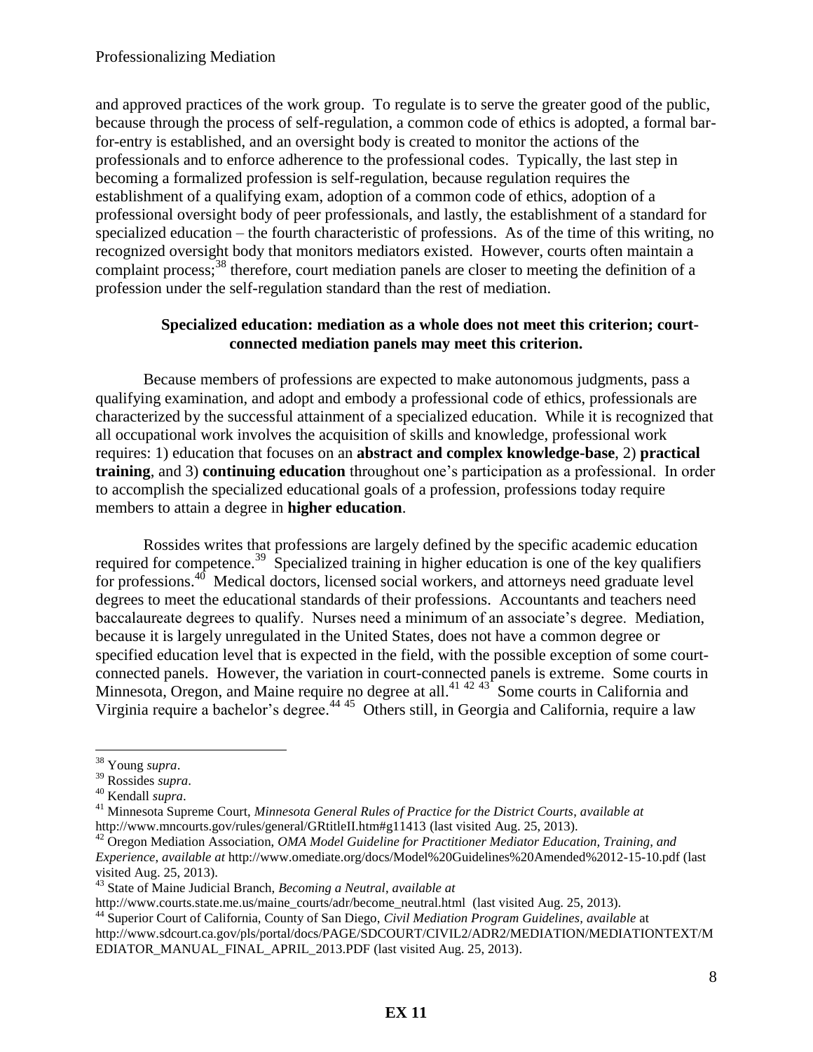and approved practices of the work group. To regulate is to serve the greater good of the public, because through the process of self-regulation, a common code of ethics is adopted, a formal bar-for-entry is established, and an oversight body is created to monitor the actions of the professionals and to enforce adherence to the professional codes. Typically, the last step in becoming a formalized profession is self-regulation, because regulation requires the establishment of a qualifying exam, adoption of a common code of ethics, adoption of a professional oversight body of peer professionals, and lastly, the establishment of a standard for specialized education – the fourth characteristic of professions. As of the time of this writing, no recognized oversight body that monitors mediators existed. However, courts often maintain a complaint process;[38] therefore, court mediation panels are closer to meeting the definition of a profession under the self-regulation standard than the rest of mediation.

**Specialized education: mediation as a whole does not meet this criterion; court-connected mediation panels may meet this criterion.**

Because members of professions are expected to make autonomous judgments, pass a qualifying examination, and adopt and embody a professional code of ethics, professionals are characterized by the successful attainment of a specialized education. While it is recognized that all occupational work involves the acquisition of skills and knowledge, professional work requires: 1) education that focuses on an **abstract and complex knowledge-base**, 2) **practical training**, and 3) **continuing education** throughout one's participation as a professional. In order to accomplish the specialized educational goals of a profession, professions today require members to attain a degree in **higher education**.

Rossides writes that professions are largely defined by the specific academic education required for competence.[39] Specialized training in higher education is one of the key qualifiers for professions.[40] Medical doctors, licensed social workers, and attorneys need graduate level degrees to meet the educational standards of their professions. Accountants and teachers need baccalaureate degrees to qualify. Nurses need a minimum of an associate's degree. Mediation, because it is largely unregulated in the United States, does not have a common degree or specified education level that is expected in the field, with the possible exception of some court-connected panels. However, the variation in court-connected panels is extreme. Some courts in Minnesota, Oregon, and Maine require no degree at all.[41] [42] [43] Some courts in California and Virginia require a bachelor's degree.[44] [45] Others still, in Georgia and California, require a law

---

[38] Young *supra*.

[39] Rossides *supra*.

[40] Kendall *supra*.

[41] Minnesota Supreme Court, *Minnesota General Rules of Practice for the District Courts*, *available at* http://www.mncourts.gov/rules/general/GRtitleII.htm#g11413 (last visited Aug. 25, 2013).

[42] Oregon Mediation Association, *OMA Model Guideline for Practitioner Mediator Education, Training, and Experience*, *available at* http://www.omediate.org/docs/Model%20Guidelines%20Amended%2012-15-10.pdf (last visited Aug. 25, 2013).

[43] State of Maine Judicial Branch, *Becoming a Neutral*, *available at* http://www.courts.state.me.us/maine_courts/adr/become_neutral.html (last visited Aug. 25, 2013).

[44] Superior Court of California, County of San Diego, *Civil Mediation Program Guidelines*, *available* at http://www.sdcourt.ca.gov/pls/portal/docs/PAGE/SDCOURT/CIVIL2/ADR2/MEDIATION/MEDIATIONTEXT/MEDIATOR_MANUAL_FINAL_APRIL_2013.PDF (last visited Aug. 25, 2013).

**EX 11**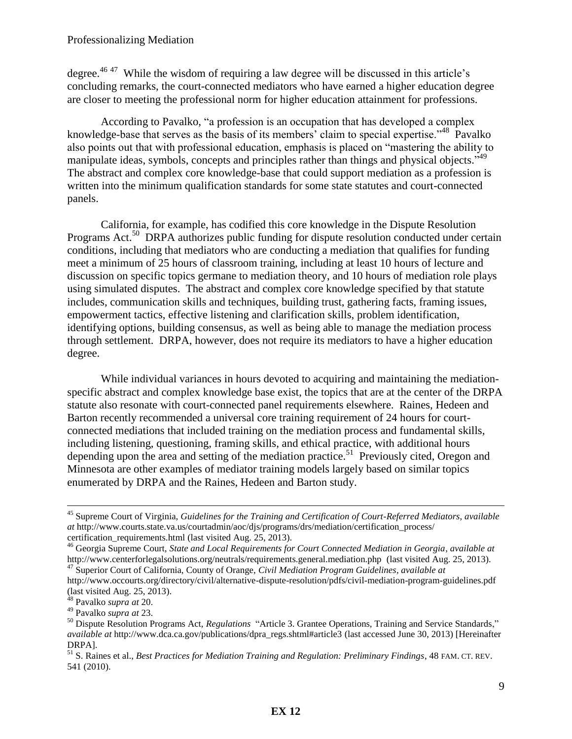degree.[46 47] While the wisdom of requiring a law degree will be discussed in this article's concluding remarks, the court-connected mediators who have earned a higher education degree are closer to meeting the professional norm for higher education attainment for professions.

According to Pavalko, "a profession is an occupation that has developed a complex knowledge-base that serves as the basis of its members' claim to special expertise."[48] Pavalko also points out that with professional education, emphasis is placed on "mastering the ability to manipulate ideas, symbols, concepts and principles rather than things and physical objects."[49] The abstract and complex core knowledge-base that could support mediation as a profession is written into the minimum qualification standards for some state statutes and court-connected panels.

California, for example, has codified this core knowledge in the Dispute Resolution Programs Act.[50] DRPA authorizes public funding for dispute resolution conducted under certain conditions, including that mediators who are conducting a mediation that qualifies for funding meet a minimum of 25 hours of classroom training, including at least 10 hours of lecture and discussion on specific topics germane to mediation theory, and 10 hours of mediation role plays using simulated disputes. The abstract and complex core knowledge specified by that statute includes, communication skills and techniques, building trust, gathering facts, framing issues, empowerment tactics, effective listening and clarification skills, problem identification, identifying options, building consensus, as well as being able to manage the mediation process through settlement. DRPA, however, does not require its mediators to have a higher education degree.

While individual variances in hours devoted to acquiring and maintaining the mediation-specific abstract and complex knowledge base exist, the topics that are at the center of the DRPA statute also resonate with court-connected panel requirements elsewhere. Raines, Hedeen and Barton recently recommended a universal core training requirement of 24 hours for court-connected mediations that included training on the mediation process and fundamental skills, including listening, questioning, framing skills, and ethical practice, with additional hours depending upon the area and setting of the mediation practice.[51] Previously cited, Oregon and Minnesota are other examples of mediator training models largely based on similar topics enumerated by DRPA and the Raines, Hedeen and Barton study.

---

[45] Supreme Court of Virginia, *Guidelines for the Training and Certification of Court-Referred Mediators*, *available at* http://www.courts.state.va.us/courtadmin/aoc/djs/programs/drs/mediation/certification_process/certification_requirements.html (last visited Aug. 25, 2013).

[46] Georgia Supreme Court, *State and Local Requirements for Court Connected Mediation in Georgia*, *available at* http://www.centerforlegalsolutions.org/neutrals/requirements.general.mediation.php (last visited Aug. 25, 2013).

[47] Superior Court of California, County of Orange, *Civil Mediation Program Guidelines*, *available at* http://www.occourts.org/directory/civil/alternative-dispute-resolution/pdfs/civil-mediation-program-guidelines.pdf (last visited Aug. 25, 2013).

[48] Pavalko *supra at* 20.

[49] Pavalko *supra at* 23.

[50] Dispute Resolution Programs Act, *Regulations* "Article 3. Grantee Operations, Training and Service Standards," *available at* http://www.dca.ca.gov/publications/dpra_regs.shtml#article3 (last accessed June 30, 2013) [Hereinafter DRPA].

[51] S. Raines et al., *Best Practices for Mediation Training and Regulation: Preliminary Findings*, 48 FAM. CT. REV. 541 (2010).

**EX 12**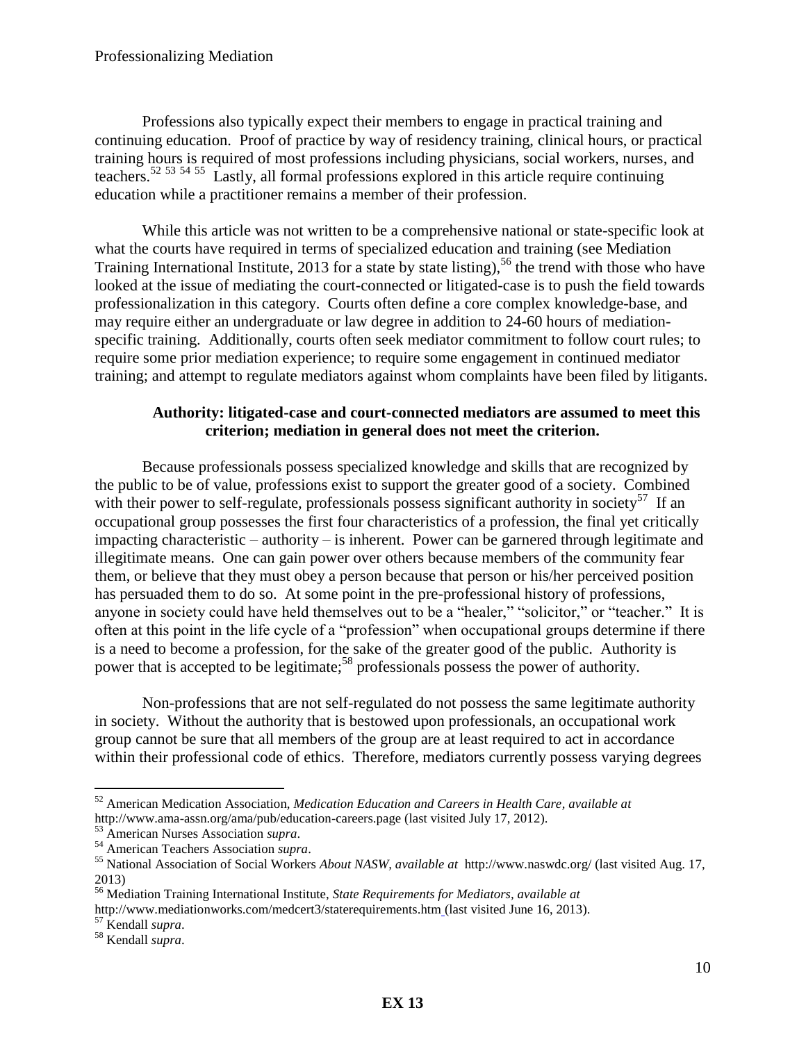Professions also typically expect their members to engage in practical training and continuing education. Proof of practice by way of residency training, clinical hours, or practical training hours is required of most professions including physicians, social workers, nurses, and teachers.[52] [53] [54] [55] Lastly, all formal professions explored in this article require continuing education while a practitioner remains a member of their profession.

While this article was not written to be a comprehensive national or state-specific look at what the courts have required in terms of specialized education and training (see Mediation Training International Institute, 2013 for a state by state listing),[56] the trend with those who have looked at the issue of mediating the court-connected or litigated-case is to push the field towards professionalization in this category. Courts often define a core complex knowledge-base, and may require either an undergraduate or law degree in addition to 24-60 hours of mediation-specific training. Additionally, courts often seek mediator commitment to follow court rules; to require some prior mediation experience; to require some engagement in continued mediator training; and attempt to regulate mediators against whom complaints have been filed by litigants.

**Authority: litigated-case and court-connected mediators are assumed to meet this criterion; mediation in general does not meet the criterion.**

Because professionals possess specialized knowledge and skills that are recognized by the public to be of value, professions exist to support the greater good of a society. Combined with their power to self-regulate, professionals possess significant authority in society[57] If an occupational group possesses the first four characteristics of a profession, the final yet critically impacting characteristic – authority – is inherent. Power can be garnered through legitimate and illegitimate means. One can gain power over others because members of the community fear them, or believe that they must obey a person because that person or his/her perceived position has persuaded them to do so. At some point in the pre-professional history of professions, anyone in society could have held themselves out to be a "healer," "solicitor," or "teacher." It is often at this point in the life cycle of a "profession" when occupational groups determine if there is a need to become a profession, for the sake of the greater good of the public. Authority is power that is accepted to be legitimate;[58] professionals possess the power of authority.

Non-professions that are not self-regulated do not possess the same legitimate authority in society. Without the authority that is bestowed upon professionals, an occupational work group cannot be sure that all members of the group are at least required to act in accordance within their professional code of ethics. Therefore, mediators currently possess varying degrees

---

[52] American Medication Association, *Medication Education and Careers in Health Care*, *available at* http://www.ama-assn.org/ama/pub/education-careers.page (last visited July 17, 2012).

[53] American Nurses Association *supra*.

[54] American Teachers Association *supra*.

[55] National Association of Social Workers *About NASW, available at* http://www.naswdc.org/ (last visited Aug. 17, 2013)

[56] Mediation Training International Institute, *State Requirements for Mediators, available at* http://www.mediationworks.com/medcert3/staterequirements.htm (last visited June 16, 2013).

[57] Kendall *supra*.

[58] Kendall *supra*.

**EX 13**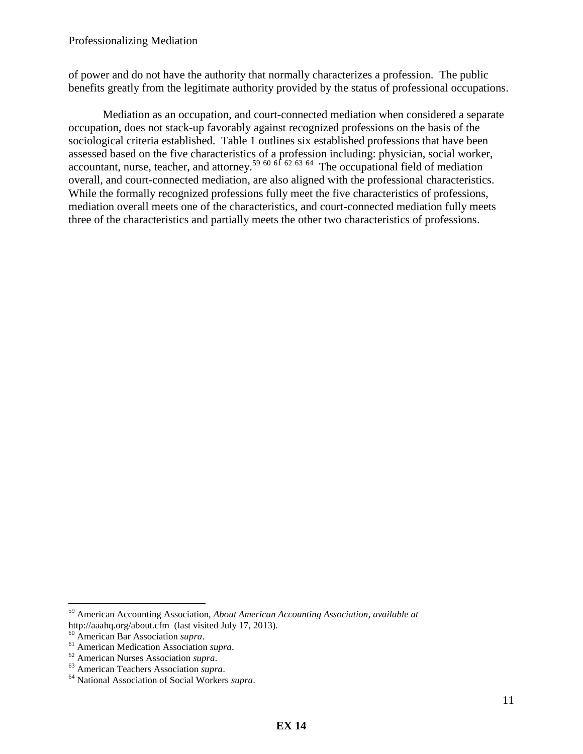of power and do not have the authority that normally characterizes a profession. The public benefits greatly from the legitimate authority provided by the status of professional occupations.

Mediation as an occupation, and court-connected mediation when considered a separate occupation, does not stack-up favorably against recognized professions on the basis of the sociological criteria established. Table 1 outlines six established professions that have been assessed based on the five characteristics of a profession including: physician, social worker, accountant, nurse, teacher, and attorney.[59] [60] [61] [62] [63] [64] The occupational field of mediation overall, and court-connected mediation, are also aligned with the professional characteristics. While the formally recognized professions fully meet the five characteristics of professions, mediation overall meets one of the characteristics, and court-connected mediation fully meets three of the characteristics and partially meets the other two characteristics of professions.

---

[59] American Accounting Association, *About American Accounting Association*, *available at* http://aaahq.org/about.cfm (last visited July 17, 2013).

[60] American Bar Association *supra*.

[61] American Medication Association *supra*.

[62] American Nurses Association *supra*.

[63] American Teachers Association *supra*.

[64] National Association of Social Workers *supra*.

**EX 14**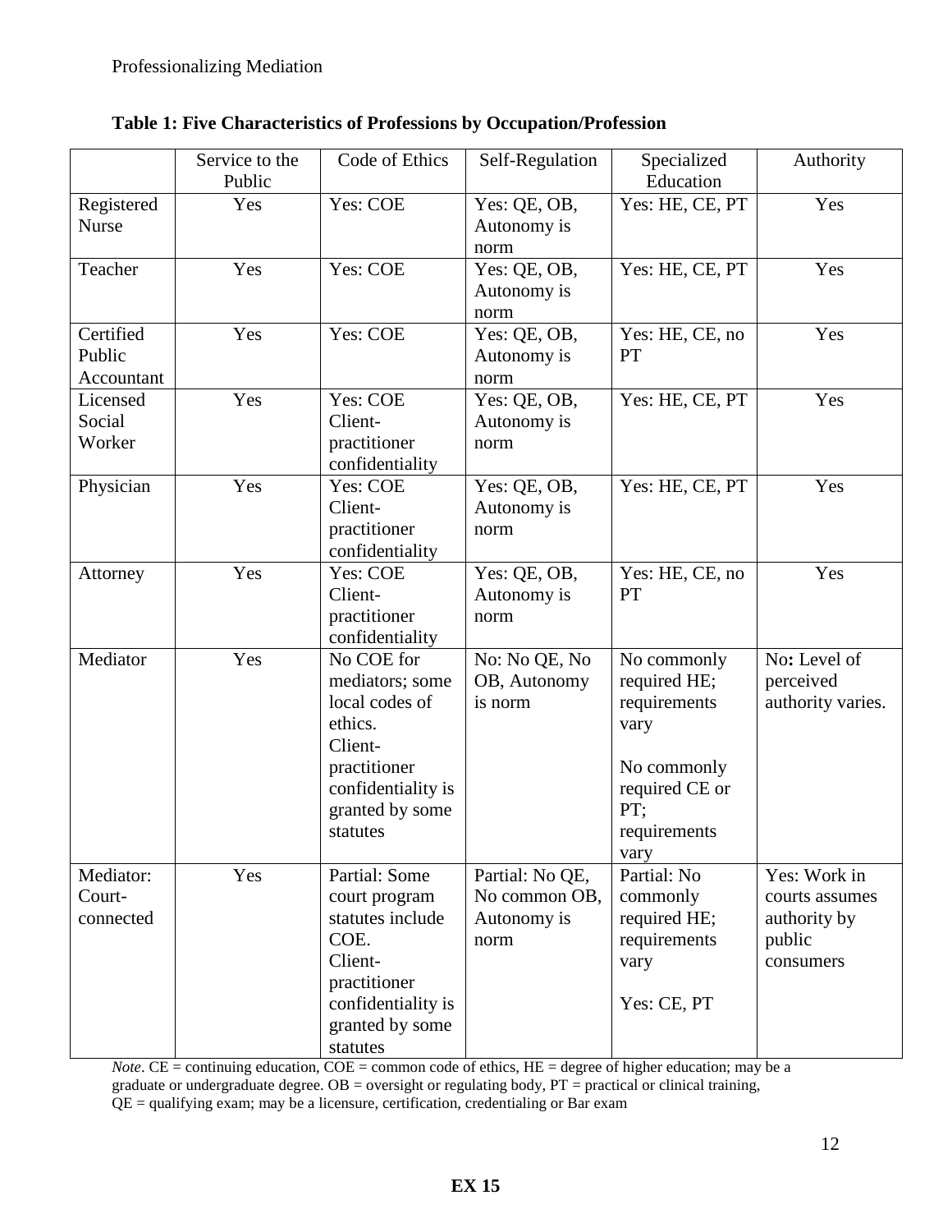**Table 1: Five Characteristics of Professions by Occupation/Profession**

| | Service to the Public | Code of Ethics | Self-Regulation | Specialized Education | Authority |
|---|---|---|---|---|---|
| Registered Nurse | Yes | Yes: COE | Yes: QE, OB, Autonomy is norm | Yes: HE, CE, PT | Yes |
| Teacher | Yes | Yes: COE | Yes: QE, OB, Autonomy is norm | Yes: HE, CE, PT | Yes |
| Certified Public Accountant | Yes | Yes: COE | Yes: QE, OB, Autonomy is norm | Yes: HE, CE, no PT | Yes |
| Licensed Social Worker | Yes | Yes: COE Client-practitioner confidentiality | Yes: QE, OB, Autonomy is norm | Yes: HE, CE, PT | Yes |
| Physician | Yes | Yes: COE Client-practitioner confidentiality | Yes: QE, OB, Autonomy is norm | Yes: HE, CE, PT | Yes |
| Attorney | Yes | Yes: COE Client-practitioner confidentiality | Yes: QE, OB, Autonomy is norm | Yes: HE, CE, no PT | Yes |
| Mediator | Yes | No COE for mediators; some local codes of ethics. Client-practitioner confidentiality is granted by some statutes | No: No QE, No OB, Autonomy is norm | No commonly required HE; requirements vary<br><br>No commonly required CE or PT; requirements vary | **No:** Level of perceived authority varies. |
| Mediator: Court-connected | Yes | Partial: Some court program statutes include COE. Client-practitioner confidentiality is granted by some statutes | Partial: No QE, No common OB, Autonomy is norm | Partial: No commonly required HE; requirements vary<br><br>Yes: CE, PT | Yes: Work in courts assumes authority by public consumers |

*Note*. CE = continuing education, COE = common code of ethics, HE = degree of higher education; may be a graduate or undergraduate degree. OB = oversight or regulating body, PT = practical or clinical training, QE = qualifying exam; may be a licensure, certification, credentialing or Bar exam

**EX 15**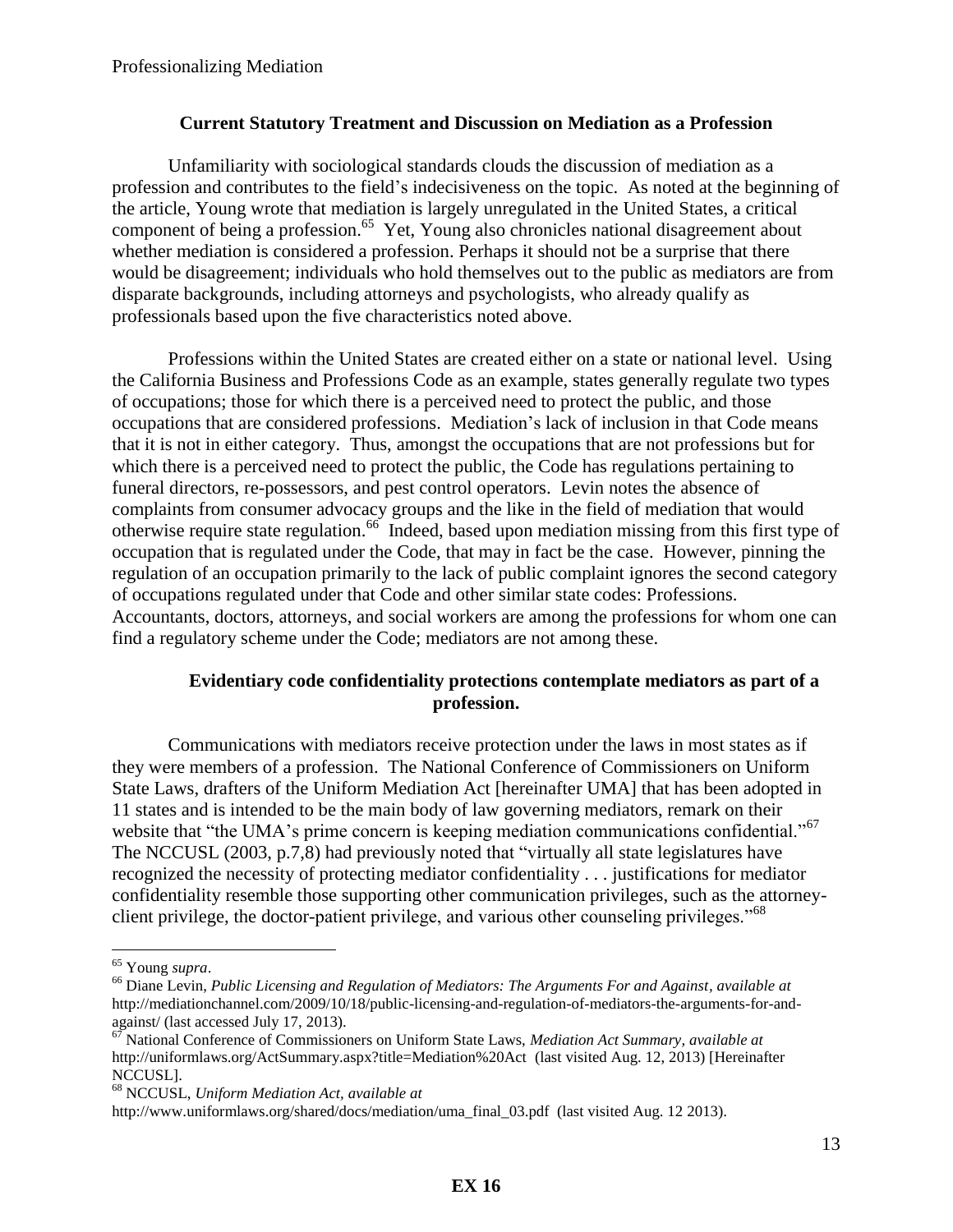## Current Statutory Treatment and Discussion on Mediation as a Profession

Unfamiliarity with sociological standards clouds the discussion of mediation as a profession and contributes to the field's indecisiveness on the topic. As noted at the beginning of the article, Young wrote that mediation is largely unregulated in the United States, a critical component of being a profession.[65] Yet, Young also chronicles national disagreement about whether mediation is considered a profession. Perhaps it should not be a surprise that there would be disagreement; individuals who hold themselves out to the public as mediators are from disparate backgrounds, including attorneys and psychologists, who already qualify as professionals based upon the five characteristics noted above.

Professions within the United States are created either on a state or national level. Using the California Business and Professions Code as an example, states generally regulate two types of occupations; those for which there is a perceived need to protect the public, and those occupations that are considered professions. Mediation's lack of inclusion in that Code means that it is not in either category. Thus, amongst the occupations that are not professions but for which there is a perceived need to protect the public, the Code has regulations pertaining to funeral directors, re-possessors, and pest control operators. Levin notes the absence of complaints from consumer advocacy groups and the like in the field of mediation that would otherwise require state regulation.[66] Indeed, based upon mediation missing from this first type of occupation that is regulated under the Code, that may in fact be the case. However, pinning the regulation of an occupation primarily to the lack of public complaint ignores the second category of occupations regulated under that Code and other similar state codes: Professions. Accountants, doctors, attorneys, and social workers are among the professions for whom one can find a regulatory scheme under the Code; mediators are not among these.

### Evidentiary code confidentiality protections contemplate mediators as part of a profession.

Communications with mediators receive protection under the laws in most states as if they were members of a profession. The National Conference of Commissioners on Uniform State Laws, drafters of the Uniform Mediation Act [hereinafter UMA] that has been adopted in 11 states and is intended to be the main body of law governing mediators, remark on their website that "the UMA's prime concern is keeping mediation communications confidential."[67] The NCCUSL (2003, p.7,8) had previously noted that "virtually all state legislatures have recognized the necessity of protecting mediator confidentiality . . . justifications for mediator confidentiality resemble those supporting other communication privileges, such as the attorney-client privilege, the doctor-patient privilege, and various other counseling privileges."[68]

---

[65] Young *supra*.

[66] Diane Levin, *Public Licensing and Regulation of Mediators: The Arguments For and Against*, *available at* http://mediationchannel.com/2009/10/18/public-licensing-and-regulation-of-mediators-the-arguments-for-and-against/ (last accessed July 17, 2013).

[67] National Conference of Commissioners on Uniform State Laws, *Mediation Act Summary*, *available at* http://uniformlaws.org/ActSummary.aspx?title=Mediation%20Act (last visited Aug. 12, 2013) [Hereinafter NCCUSL].

[68] NCCUSL, *Uniform Mediation Act*, *available at* http://www.uniformlaws.org/shared/docs/mediation/uma_final_03.pdf (last visited Aug. 12 2013).

**EX 16**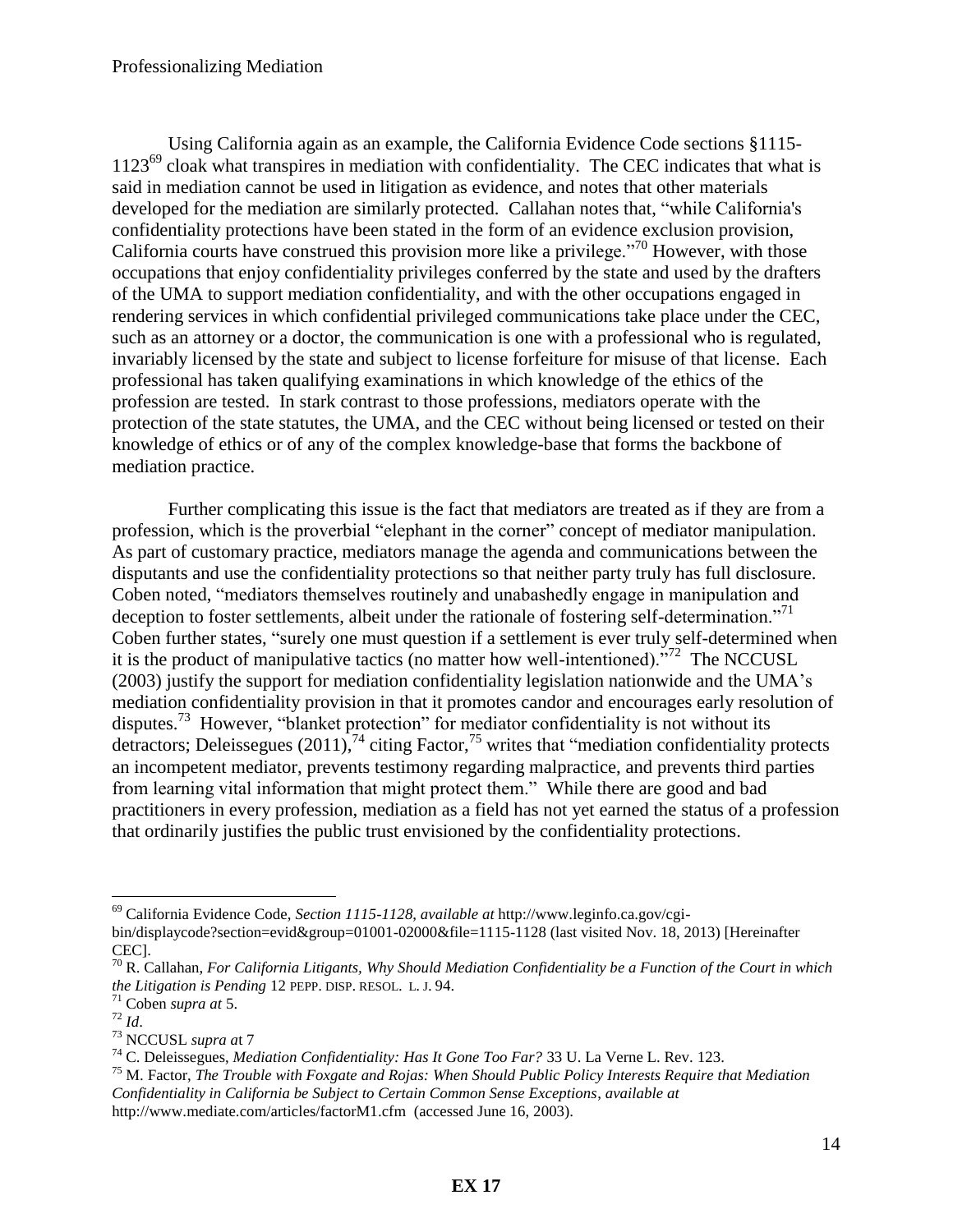Using California again as an example, the California Evidence Code sections §1115-1123[69] cloak what transpires in mediation with confidentiality. The CEC indicates that what is said in mediation cannot be used in litigation as evidence, and notes that other materials developed for the mediation are similarly protected. Callahan notes that, "while California's confidentiality protections have been stated in the form of an evidence exclusion provision, California courts have construed this provision more like a privilege."[70] However, with those occupations that enjoy confidentiality privileges conferred by the state and used by the drafters of the UMA to support mediation confidentiality, and with the other occupations engaged in rendering services in which confidential privileged communications take place under the CEC, such as an attorney or a doctor, the communication is one with a professional who is regulated, invariably licensed by the state and subject to license forfeiture for misuse of that license. Each professional has taken qualifying examinations in which knowledge of the ethics of the profession are tested. In stark contrast to those professions, mediators operate with the protection of the state statutes, the UMA, and the CEC without being licensed or tested on their knowledge of ethics or of any of the complex knowledge-base that forms the backbone of mediation practice.

Further complicating this issue is the fact that mediators are treated as if they are from a profession, which is the proverbial "elephant in the corner" concept of mediator manipulation. As part of customary practice, mediators manage the agenda and communications between the disputants and use the confidentiality protections so that neither party truly has full disclosure. Coben noted, "mediators themselves routinely and unabashedly engage in manipulation and deception to foster settlements, albeit under the rationale of fostering self-determination."[71] Coben further states, "surely one must question if a settlement is ever truly self-determined when it is the product of manipulative tactics (no matter how well-intentioned)."[72] The NCCUSL (2003) justify the support for mediation confidentiality legislation nationwide and the UMA's mediation confidentiality provision in that it promotes candor and encourages early resolution of disputes.[73] However, "blanket protection" for mediator confidentiality is not without its detractors; Deleissegues (2011),[74] citing Factor,[75] writes that "mediation confidentiality protects an incompetent mediator, prevents testimony regarding malpractice, and prevents third parties from learning vital information that might protect them." While there are good and bad practitioners in every profession, mediation as a field has not yet earned the status of a profession that ordinarily justifies the public trust envisioned by the confidentiality protections.

---

[69] California Evidence Code, *Section 1115-1128, available at* http://www.leginfo.ca.gov/cgi-bin/displaycode?section=evid&group=01001-02000&file=1115-1128 (last visited Nov. 18, 2013) [Hereinafter CEC].

[70] R. Callahan, *For California Litigants, Why Should Mediation Confidentiality be a Function of the Court in which the Litigation is Pending* 12 PEPP. DISP. RESOL. L. J. 94.

[71] Coben *supra at* 5.

[72] *Id*.

[73] NCCUSL *supra a*t 7

[74] C. Deleissegues, *Mediation Confidentiality: Has It Gone Too Far?* 33 U. La Verne L. Rev. 123.

[75] M. Factor, *The Trouble with Foxgate and Rojas: When Should Public Policy Interests Require that Mediation Confidentiality in California be Subject to Certain Common Sense Exceptions, available at* http://www.mediate.com/articles/factorM1.cfm (accessed June 16, 2003).

**EX 17**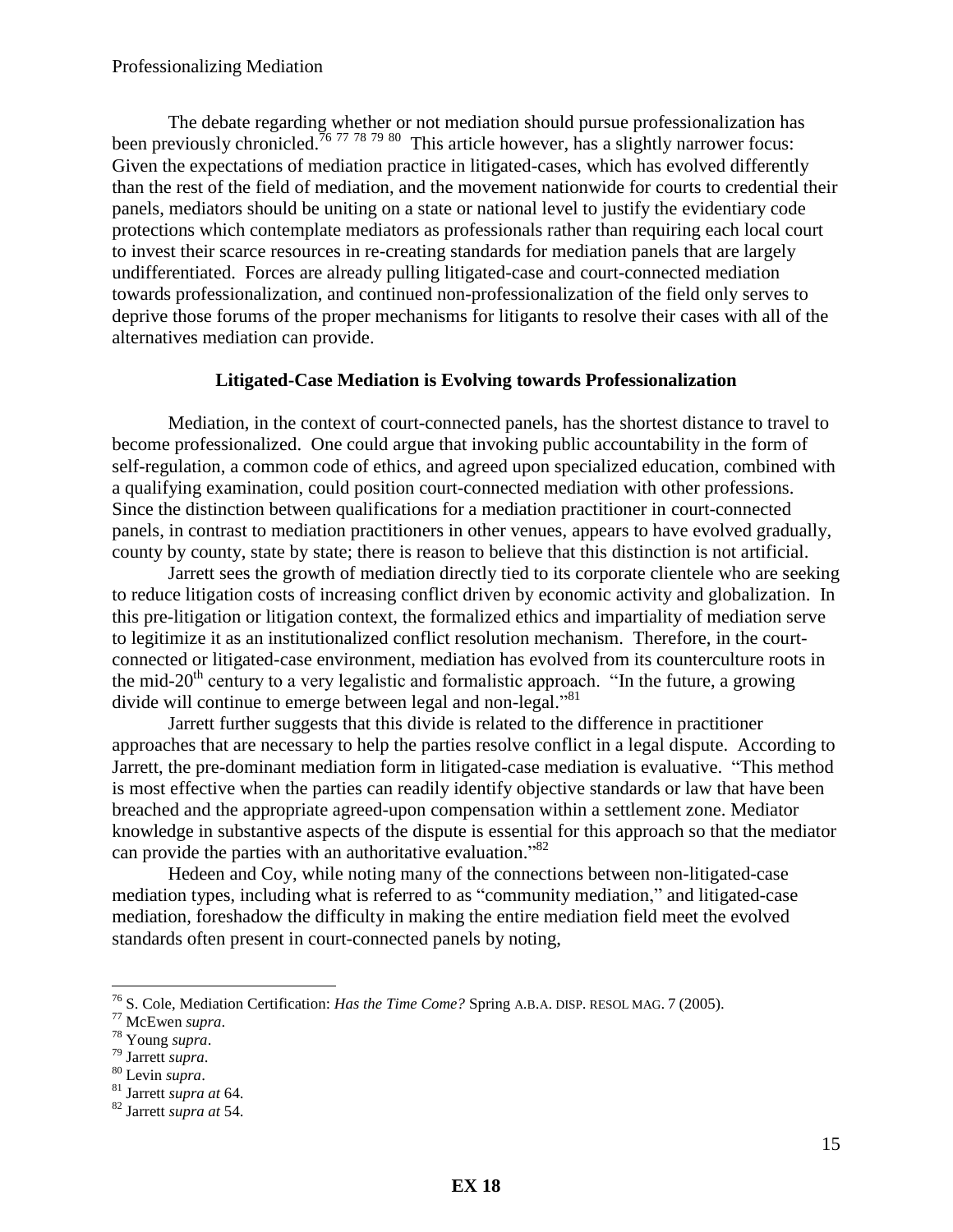The debate regarding whether or not mediation should pursue professionalization has been previously chronicled.[76] [77] [78] [79] [80] This article however, has a slightly narrower focus: Given the expectations of mediation practice in litigated-cases, which has evolved differently than the rest of the field of mediation, and the movement nationwide for courts to credential their panels, mediators should be uniting on a state or national level to justify the evidentiary code protections which contemplate mediators as professionals rather than requiring each local court to invest their scarce resources in re-creating standards for mediation panels that are largely undifferentiated. Forces are already pulling litigated-case and court-connected mediation towards professionalization, and continued non-professionalization of the field only serves to deprive those forums of the proper mechanisms for litigants to resolve their cases with all of the alternatives mediation can provide.

**Litigated-Case Mediation is Evolving towards Professionalization**

Mediation, in the context of court-connected panels, has the shortest distance to travel to become professionalized. One could argue that invoking public accountability in the form of self-regulation, a common code of ethics, and agreed upon specialized education, combined with a qualifying examination, could position court-connected mediation with other professions. Since the distinction between qualifications for a mediation practitioner in court-connected panels, in contrast to mediation practitioners in other venues, appears to have evolved gradually, county by county, state by state; there is reason to believe that this distinction is not artificial.

Jarrett sees the growth of mediation directly tied to its corporate clientele who are seeking to reduce litigation costs of increasing conflict driven by economic activity and globalization. In this pre-litigation or litigation context, the formalized ethics and impartiality of mediation serve to legitimize it as an institutionalized conflict resolution mechanism. Therefore, in the court-connected or litigated-case environment, mediation has evolved from its counterculture roots in the mid-20th century to a very legalistic and formalistic approach. "In the future, a growing divide will continue to emerge between legal and non-legal."[81]

Jarrett further suggests that this divide is related to the difference in practitioner approaches that are necessary to help the parties resolve conflict in a legal dispute. According to Jarrett, the pre-dominant mediation form in litigated-case mediation is evaluative. "This method is most effective when the parties can readily identify objective standards or law that have been breached and the appropriate agreed-upon compensation within a settlement zone. Mediator knowledge in substantive aspects of the dispute is essential for this approach so that the mediator can provide the parties with an authoritative evaluation."[82]

Hedeen and Coy, while noting many of the connections between non-litigated-case mediation types, including what is referred to as "community mediation," and litigated-case mediation, foreshadow the difficulty in making the entire mediation field meet the evolved standards often present in court-connected panels by noting,

---

[76] S. Cole, Mediation Certification: *Has the Time Come?* Spring A.B.A. DISP. RESOL MAG. 7 (2005).

[77] McEwen *supra*.

[78] Young *supra*.

[79] Jarrett *supra*.

[80] Levin *supra*.

[81] Jarrett *supra at* 64.

[82] Jarrett *supra at* 54.

**EX 18**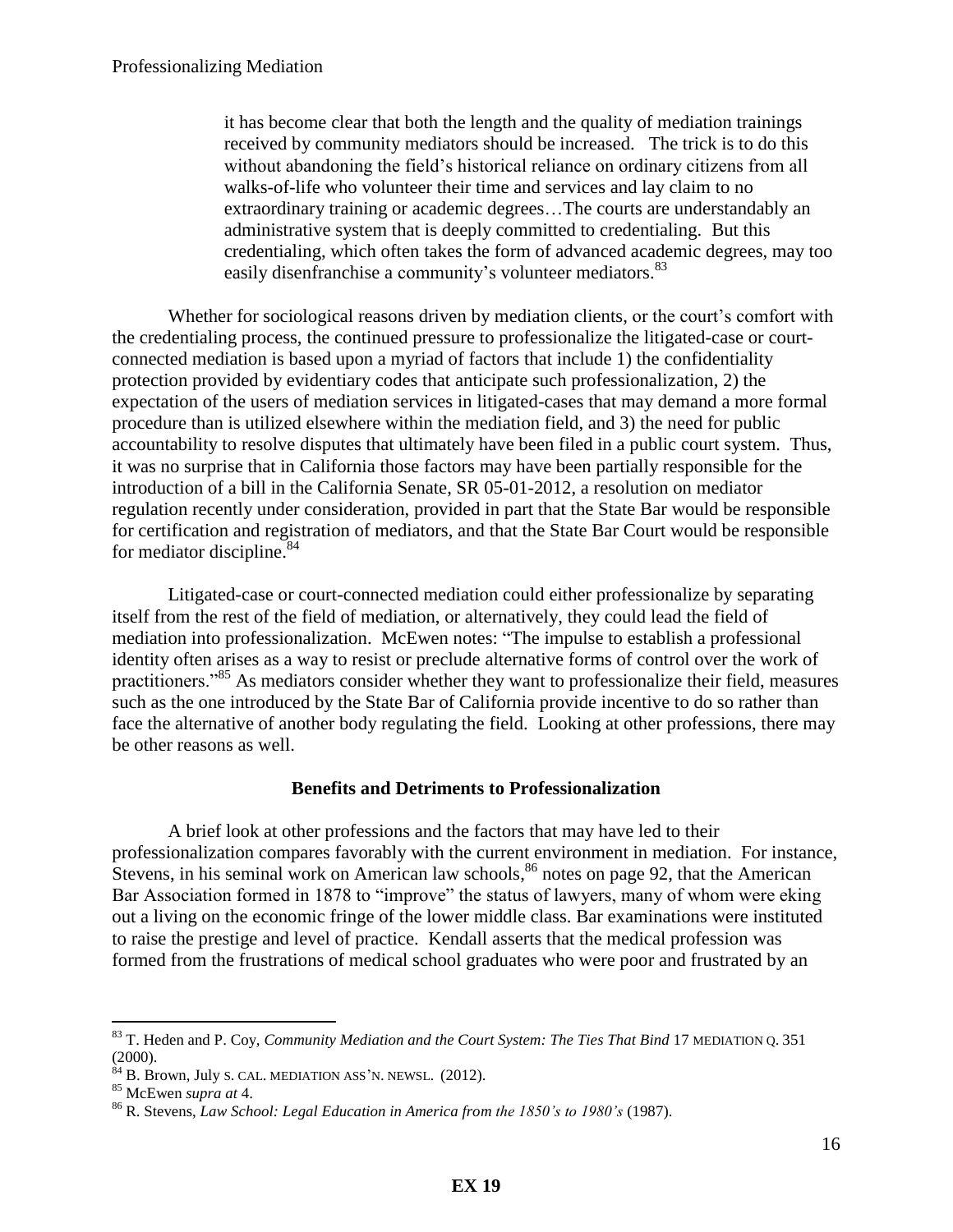> it has become clear that both the length and the quality of mediation trainings received by community mediators should be increased. The trick is to do this without abandoning the field's historical reliance on ordinary citizens from all walks-of-life who volunteer their time and services and lay claim to no extraordinary training or academic degrees…The courts are understandably an administrative system that is deeply committed to credentialing. But this credentialing, which often takes the form of advanced academic degrees, may too easily disenfranchise a community's volunteer mediators.[83]

Whether for sociological reasons driven by mediation clients, or the court's comfort with the credentialing process, the continued pressure to professionalize the litigated-case or court-connected mediation is based upon a myriad of factors that include 1) the confidentiality protection provided by evidentiary codes that anticipate such professionalization, 2) the expectation of the users of mediation services in litigated-cases that may demand a more formal procedure than is utilized elsewhere within the mediation field, and 3) the need for public accountability to resolve disputes that ultimately have been filed in a public court system. Thus, it was no surprise that in California those factors may have been partially responsible for the introduction of a bill in the California Senate, SR 05-01-2012, a resolution on mediator regulation recently under consideration, provided in part that the State Bar would be responsible for certification and registration of mediators, and that the State Bar Court would be responsible for mediator discipline.[84]

Litigated-case or court-connected mediation could either professionalize by separating itself from the rest of the field of mediation, or alternatively, they could lead the field of mediation into professionalization. McEwen notes: "The impulse to establish a professional identity often arises as a way to resist or preclude alternative forms of control over the work of practitioners."[85] As mediators consider whether they want to professionalize their field, measures such as the one introduced by the State Bar of California provide incentive to do so rather than face the alternative of another body regulating the field. Looking at other professions, there may be other reasons as well.

### Benefits and Detriments to Professionalization

A brief look at other professions and the factors that may have led to their professionalization compares favorably with the current environment in mediation. For instance, Stevens, in his seminal work on American law schools,[86] notes on page 92, that the American Bar Association formed in 1878 to "improve" the status of lawyers, many of whom were eking out a living on the economic fringe of the lower middle class. Bar examinations were instituted to raise the prestige and level of practice. Kendall asserts that the medical profession was formed from the frustrations of medical school graduates who were poor and frustrated by an

---

[83] T. Heden and P. Coy, *Community Mediation and the Court System: The Ties That Bind* 17 MEDIATION Q. 351 (2000).

[84] B. Brown, July S. CAL. MEDIATION ASS'N. NEWSL. (2012).

[85] McEwen *supra at* 4.

[86] R. Stevens, *Law School: Legal Education in America from the 1850's to 1980's* (1987).

EX 19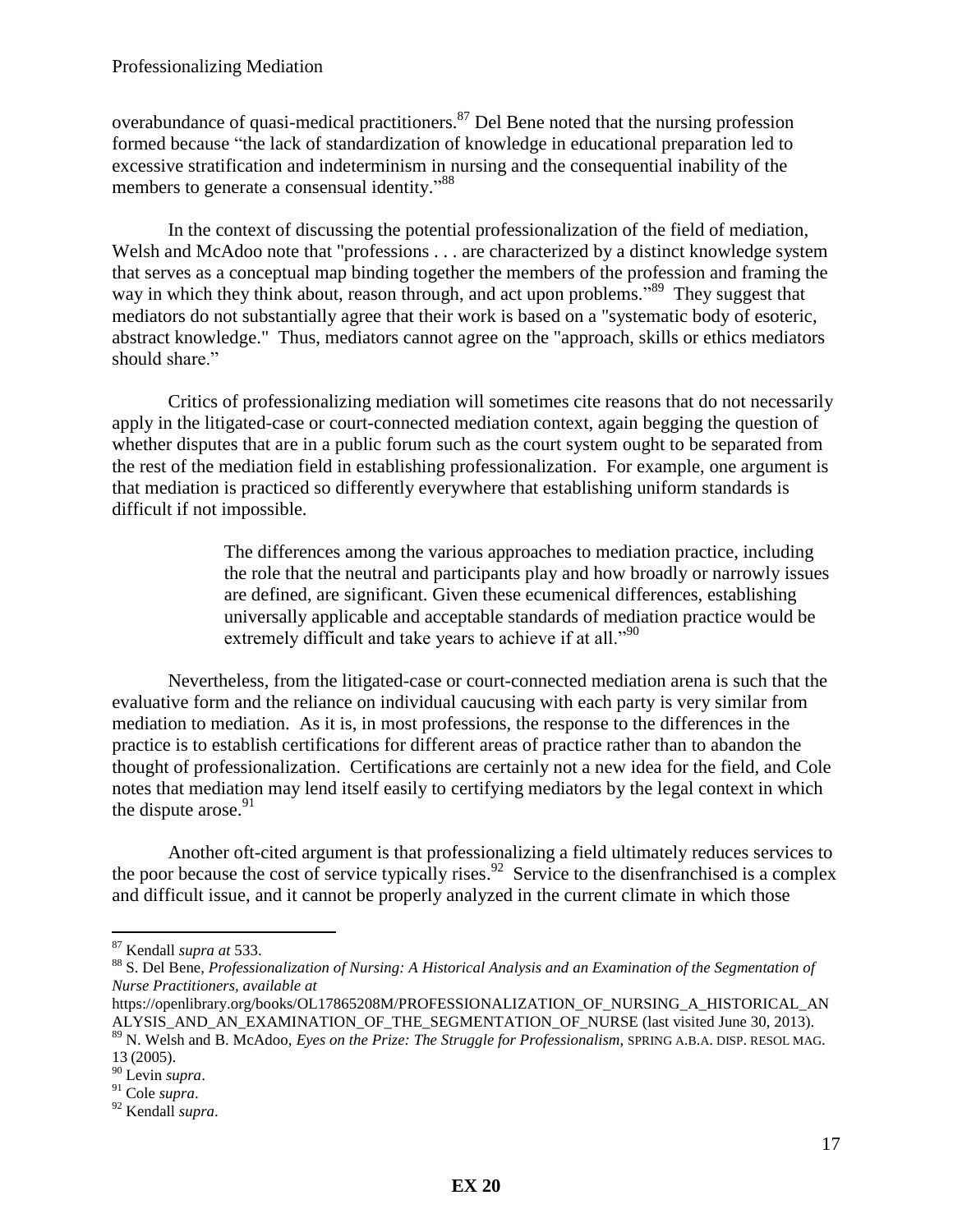overabundance of quasi-medical practitioners.[87] Del Bene noted that the nursing profession formed because "the lack of standardization of knowledge in educational preparation led to excessive stratification and indeterminism in nursing and the consequential inability of the members to generate a consensual identity."[88]

In the context of discussing the potential professionalization of the field of mediation, Welsh and McAdoo note that "professions . . . are characterized by a distinct knowledge system that serves as a conceptual map binding together the members of the profession and framing the way in which they think about, reason through, and act upon problems."[89] They suggest that mediators do not substantially agree that their work is based on a "systematic body of esoteric, abstract knowledge." Thus, mediators cannot agree on the "approach, skills or ethics mediators should share."

Critics of professionalizing mediation will sometimes cite reasons that do not necessarily apply in the litigated-case or court-connected mediation context, again begging the question of whether disputes that are in a public forum such as the court system ought to be separated from the rest of the mediation field in establishing professionalization. For example, one argument is that mediation is practiced so differently everywhere that establishing uniform standards is difficult if not impossible.

> The differences among the various approaches to mediation practice, including the role that the neutral and participants play and how broadly or narrowly issues are defined, are significant. Given these ecumenical differences, establishing universally applicable and acceptable standards of mediation practice would be extremely difficult and take years to achieve if at all."[90]

Nevertheless, from the litigated-case or court-connected mediation arena is such that the evaluative form and the reliance on individual caucusing with each party is very similar from mediation to mediation. As it is, in most professions, the response to the differences in the practice is to establish certifications for different areas of practice rather than to abandon the thought of professionalization. Certifications are certainly not a new idea for the field, and Cole notes that mediation may lend itself easily to certifying mediators by the legal context in which the dispute arose.[91]

Another oft-cited argument is that professionalizing a field ultimately reduces services to the poor because the cost of service typically rises.[92] Service to the disenfranchised is a complex and difficult issue, and it cannot be properly analyzed in the current climate in which those

---

[87] Kendall *supra at* 533.

[88] S. Del Bene, *Professionalization of Nursing: A Historical Analysis and an Examination of the Segmentation of Nurse Practitioners, available at* https://openlibrary.org/books/OL17865208M/PROFESSIONALIZATION_OF_NURSING_A_HISTORICAL_ANALYSIS_AND_AN_EXAMINATION_OF_THE_SEGMENTATION_OF_NURSE (last visited June 30, 2013).

[89] N. Welsh and B. McAdoo, *Eyes on the Prize: The Struggle for Professionalism*, SPRING A.B.A. DISP. RESOL MAG. 13 (2005).

[90] Levin *supra*.

[91] Cole *supra*.

[92] Kendall *supra*.

**EX 20**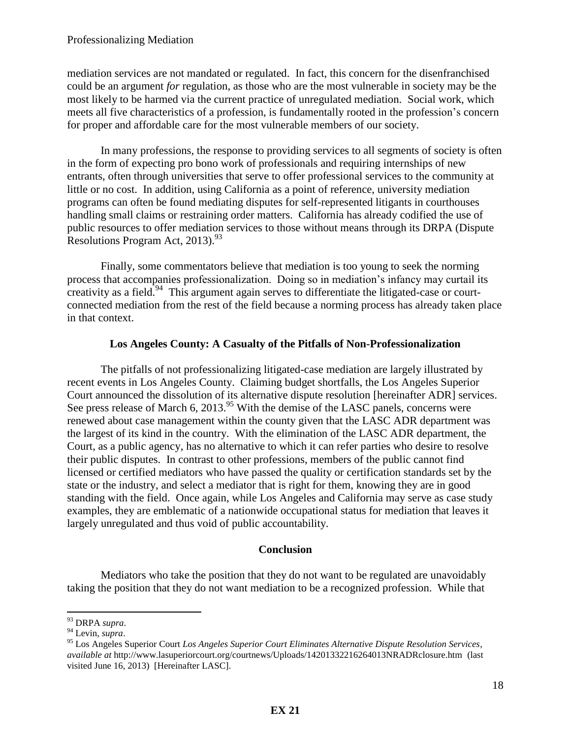mediation services are not mandated or regulated. In fact, this concern for the disenfranchised could be an argument *for* regulation, as those who are the most vulnerable in society may be the most likely to be harmed via the current practice of unregulated mediation. Social work, which meets all five characteristics of a profession, is fundamentally rooted in the profession's concern for proper and affordable care for the most vulnerable members of our society.

In many professions, the response to providing services to all segments of society is often in the form of expecting pro bono work of professionals and requiring internships of new entrants, often through universities that serve to offer professional services to the community at little or no cost. In addition, using California as a point of reference, university mediation programs can often be found mediating disputes for self-represented litigants in courthouses handling small claims or restraining order matters. California has already codified the use of public resources to offer mediation services to those without means through its DRPA (Dispute Resolutions Program Act, 2013).[93]

Finally, some commentators believe that mediation is too young to seek the norming process that accompanies professionalization. Doing so in mediation's infancy may curtail its creativity as a field.[94] This argument again serves to differentiate the litigated-case or court-connected mediation from the rest of the field because a norming process has already taken place in that context.

## Los Angeles County: A Casualty of the Pitfalls of Non-Professionalization

The pitfalls of not professionalizing litigated-case mediation are largely illustrated by recent events in Los Angeles County. Claiming budget shortfalls, the Los Angeles Superior Court announced the dissolution of its alternative dispute resolution [hereinafter ADR] services. See press release of March 6, 2013.[95] With the demise of the LASC panels, concerns were renewed about case management within the county given that the LASC ADR department was the largest of its kind in the country. With the elimination of the LASC ADR department, the Court, as a public agency, has no alternative to which it can refer parties who desire to resolve their public disputes. In contrast to other professions, members of the public cannot find licensed or certified mediators who have passed the quality or certification standards set by the state or the industry, and select a mediator that is right for them, knowing they are in good standing with the field. Once again, while Los Angeles and California may serve as case study examples, they are emblematic of a nationwide occupational status for mediation that leaves it largely unregulated and thus void of public accountability.

## Conclusion

Mediators who take the position that they do not want to be regulated are unavoidably taking the position that they do not want mediation to be a recognized profession. While that

---

[93] DRPA *supra*.

[94] Levin, *supra*.

[95] Los Angeles Superior Court *Los Angeles Superior Court Eliminates Alternative Dispute Resolution Services*, *available at* http://www.lasuperiorcourt.org/courtnews/Uploads/14201332216264013NRADRclosure.htm (last visited June 16, 2013) [Hereinafter LASC].

**EX 21**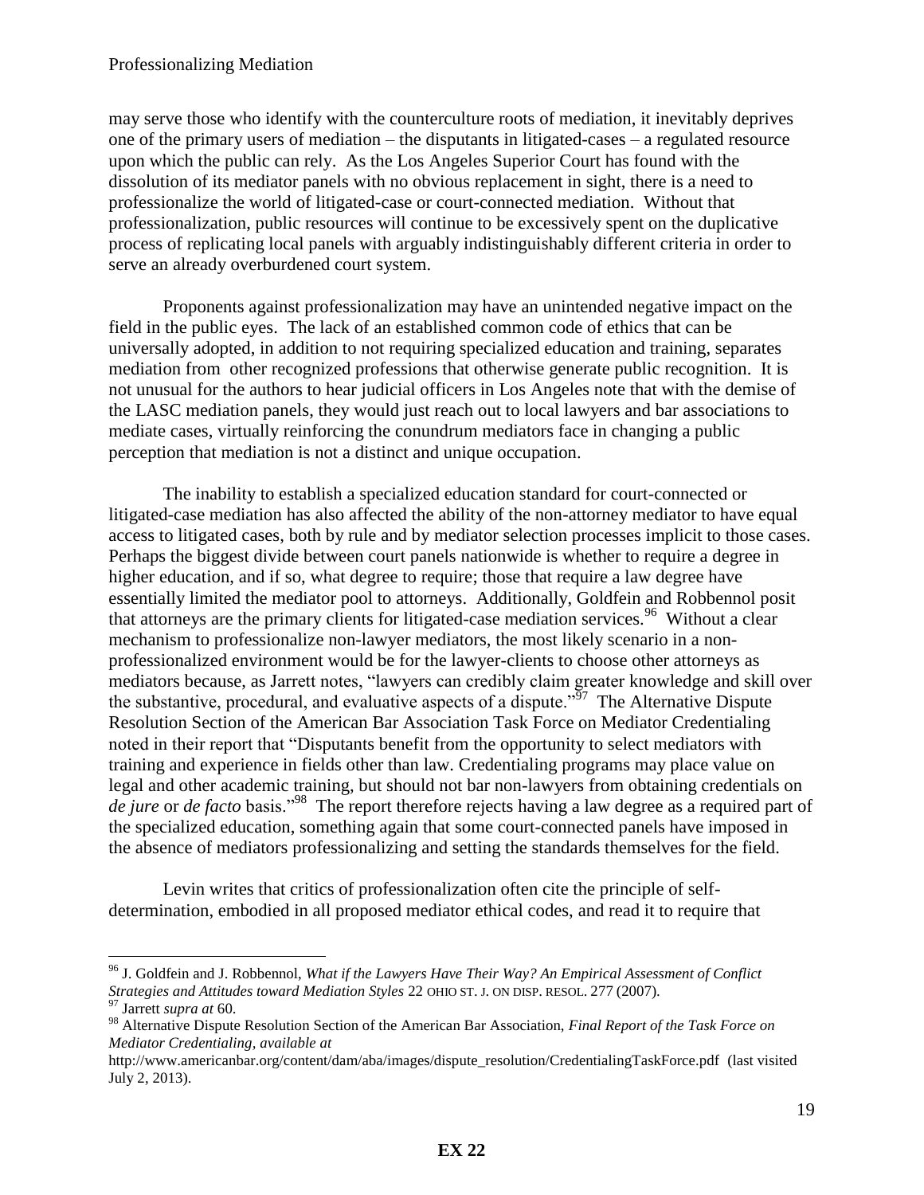may serve those who identify with the counterculture roots of mediation, it inevitably deprives one of the primary users of mediation – the disputants in litigated-cases – a regulated resource upon which the public can rely. As the Los Angeles Superior Court has found with the dissolution of its mediator panels with no obvious replacement in sight, there is a need to professionalize the world of litigated-case or court-connected mediation. Without that professionalization, public resources will continue to be excessively spent on the duplicative process of replicating local panels with arguably indistinguishably different criteria in order to serve an already overburdened court system.

Proponents against professionalization may have an unintended negative impact on the field in the public eyes. The lack of an established common code of ethics that can be universally adopted, in addition to not requiring specialized education and training, separates mediation from other recognized professions that otherwise generate public recognition. It is not unusual for the authors to hear judicial officers in Los Angeles note that with the demise of the LASC mediation panels, they would just reach out to local lawyers and bar associations to mediate cases, virtually reinforcing the conundrum mediators face in changing a public perception that mediation is not a distinct and unique occupation.

The inability to establish a specialized education standard for court-connected or litigated-case mediation has also affected the ability of the non-attorney mediator to have equal access to litigated cases, both by rule and by mediator selection processes implicit to those cases. Perhaps the biggest divide between court panels nationwide is whether to require a degree in higher education, and if so, what degree to require; those that require a law degree have essentially limited the mediator pool to attorneys. Additionally, Goldfein and Robbennol posit that attorneys are the primary clients for litigated-case mediation services.[96] Without a clear mechanism to professionalize non-lawyer mediators, the most likely scenario in a non-professionalized environment would be for the lawyer-clients to choose other attorneys as mediators because, as Jarrett notes, "lawyers can credibly claim greater knowledge and skill over the substantive, procedural, and evaluative aspects of a dispute."[97] The Alternative Dispute Resolution Section of the American Bar Association Task Force on Mediator Credentialing noted in their report that "Disputants benefit from the opportunity to select mediators with training and experience in fields other than law. Credentialing programs may place value on legal and other academic training, but should not bar non-lawyers from obtaining credentials on *de jure* or *de facto* basis."[98] The report therefore rejects having a law degree as a required part of the specialized education, something again that some court-connected panels have imposed in the absence of mediators professionalizing and setting the standards themselves for the field.

Levin writes that critics of professionalization often cite the principle of self-determination, embodied in all proposed mediator ethical codes, and read it to require that

---

[96] J. Goldfein and J. Robbennol, *What if the Lawyers Have Their Way? An Empirical Assessment of Conflict Strategies and Attitudes toward Mediation Styles* 22 OHIO ST. J. ON DISP. RESOL. 277 (2007).

[97] Jarrett *supra at* 60.

[98] Alternative Dispute Resolution Section of the American Bar Association, *Final Report of the Task Force on Mediator Credentialing*, *available at* http://www.americanbar.org/content/dam/aba/images/dispute_resolution/CredentialingTaskForce.pdf (last visited July 2, 2013).

**EX 22**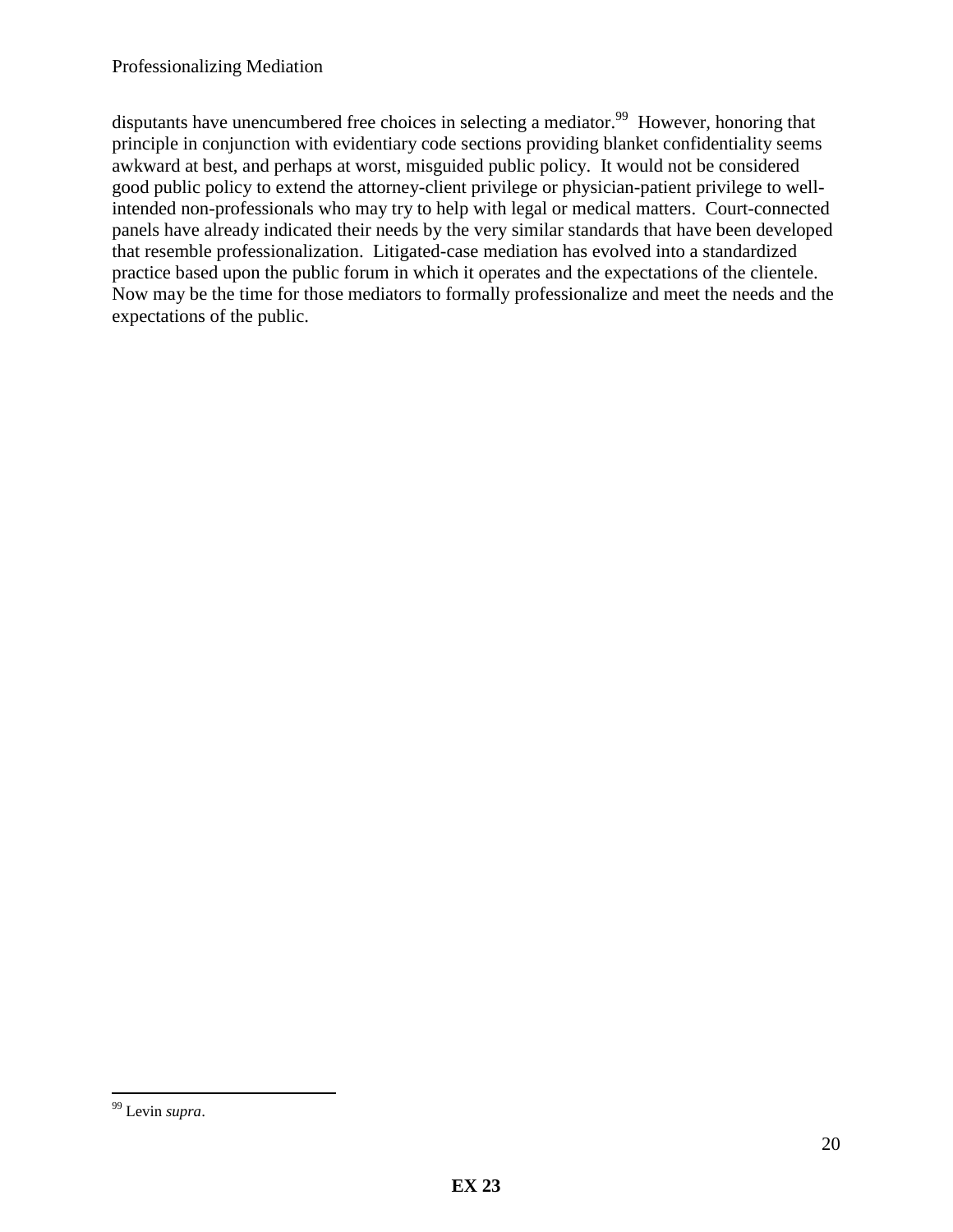disputants have unencumbered free choices in selecting a mediator.[99] However, honoring that principle in conjunction with evidentiary code sections providing blanket confidentiality seems awkward at best, and perhaps at worst, misguided public policy. It would not be considered good public policy to extend the attorney-client privilege or physician-patient privilege to well-intended non-professionals who may try to help with legal or medical matters. Court-connected panels have already indicated their needs by the very similar standards that have been developed that resemble professionalization. Litigated-case mediation has evolved into a standardized practice based upon the public forum in which it operates and the expectations of the clientele. Now may be the time for those mediators to formally professionalize and meet the needs and the expectations of the public.

---

[99] Levin *supra*.

**EX 23**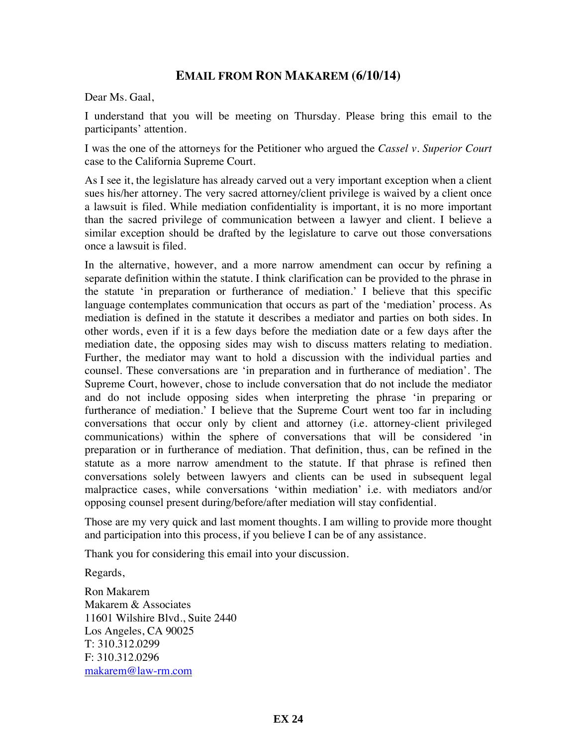## **EMAIL FROM RON MAKAREM (6/10/14)**

Dear Ms. Gaal,

I understand that you will be meeting on Thursday. Please bring this email to the participants' attention.

I was the one of the attorneys for the Petitioner who argued the *Cassel v. Superior Court* case to the California Supreme Court.

As I see it, the legislature has already carved out a very important exception when a client sues his/her attorney. The very sacred attorney/client privilege is waived by a client once a lawsuit is filed. While mediation confidentiality is important, it is no more important than the sacred privilege of communication between a lawyer and client. I believe a similar exception should be drafted by the legislature to carve out those conversations once a lawsuit is filed.

In the alternative, however, and a more narrow amendment can occur by refining a separate definition within the statute. I think clarification can be provided to the phrase in the statute 'in preparation or furtherance of mediation.' I believe that this specific language contemplates communication that occurs as part of the 'mediation' process. As mediation is defined in the statute it describes a mediator and parties on both sides. In other words, even if it is a few days before the mediation date or a few days after the mediation date, the opposing sides may wish to discuss matters relating to mediation. Further, the mediator may want to hold a discussion with the individual parties and counsel. These conversations are 'in preparation and in furtherance of mediation'. The Supreme Court, however, chose to include conversation that do not include the mediator and do not include opposing sides when interpreting the phrase 'in preparing or furtherance of mediation.' I believe that the Supreme Court went too far in including conversations that occur only by client and attorney (i.e. attorney-client privileged communications) within the sphere of conversations that will be considered 'in preparation or in furtherance of mediation. That definition, thus, can be refined in the statute as a more narrow amendment to the statute. If that phrase is refined then conversations solely between lawyers and clients can be used in subsequent legal malpractice cases, while conversations 'within mediation' i.e. with mediators and/or opposing counsel present during/before/after mediation will stay confidential.

Those are my very quick and last moment thoughts. I am willing to provide more thought and participation into this process, if you believe I can be of any assistance.

Thank you for considering this email into your discussion.

Regards,

Ron Makarem
Makarem & Associates
11601 Wilshire Blvd., Suite 2440
Los Angeles, CA 90025
T: 310.312.0299
F: 310.312.0296
makarem@law-rm.com

**EX 24**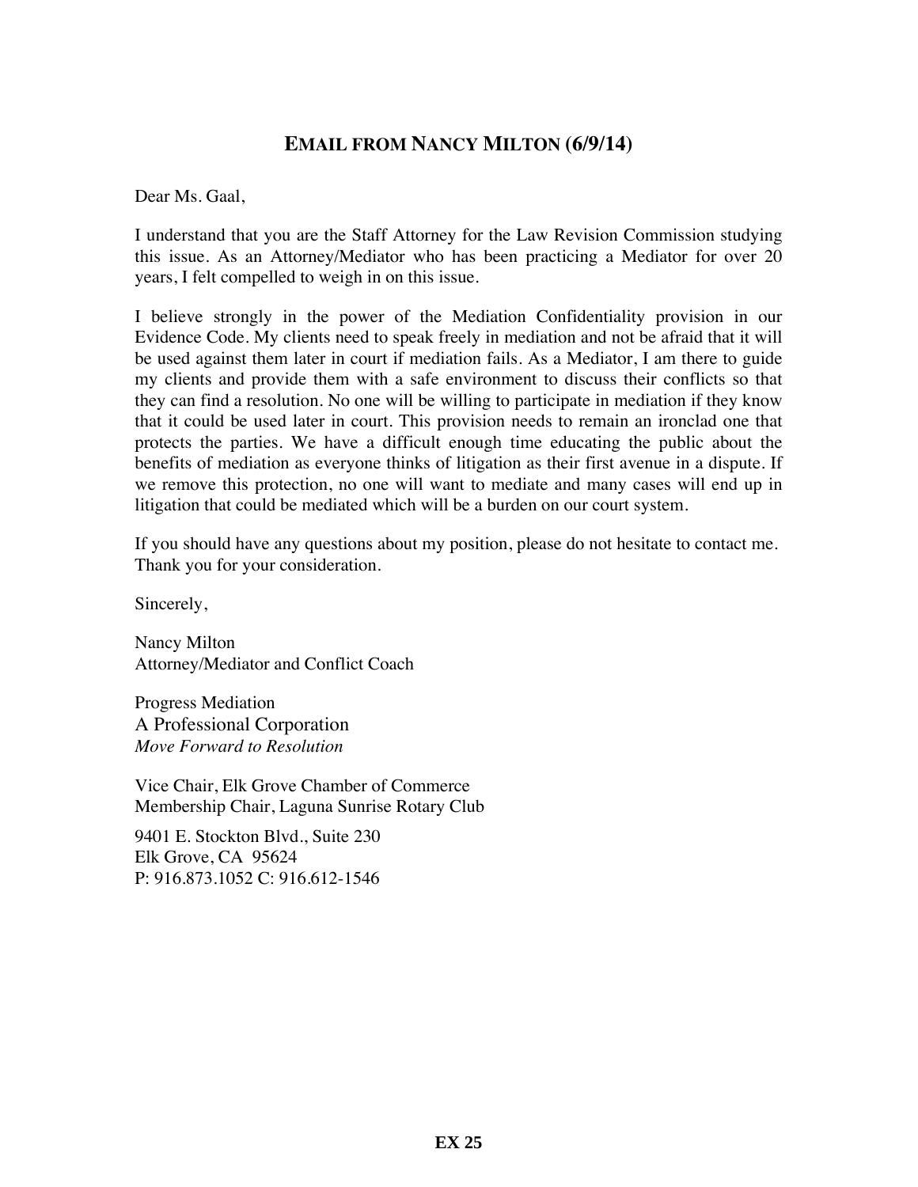## EMAIL FROM NANCY MILTON (6/9/14)

Dear Ms. Gaal,

I understand that you are the Staff Attorney for the Law Revision Commission studying this issue. As an Attorney/Mediator who has been practicing a Mediator for over 20 years, I felt compelled to weigh in on this issue.

I believe strongly in the power of the Mediation Confidentiality provision in our Evidence Code. My clients need to speak freely in mediation and not be afraid that it will be used against them later in court if mediation fails. As a Mediator, I am there to guide my clients and provide them with a safe environment to discuss their conflicts so that they can find a resolution. No one will be willing to participate in mediation if they know that it could be used later in court. This provision needs to remain an ironclad one that protects the parties. We have a difficult enough time educating the public about the benefits of mediation as everyone thinks of litigation as their first avenue in a dispute. If we remove this protection, no one will want to mediate and many cases will end up in litigation that could be mediated which will be a burden on our court system.

If you should have any questions about my position, please do not hesitate to contact me. Thank you for your consideration.

Sincerely,

Nancy Milton
Attorney/Mediator and Conflict Coach

Progress Mediation
A Professional Corporation
*Move Forward to Resolution*

Vice Chair, Elk Grove Chamber of Commerce
Membership Chair, Laguna Sunrise Rotary Club

9401 E. Stockton Blvd., Suite 230
Elk Grove, CA 95624
P: 916.873.1052 C: 916.612-1546

**EX 25**